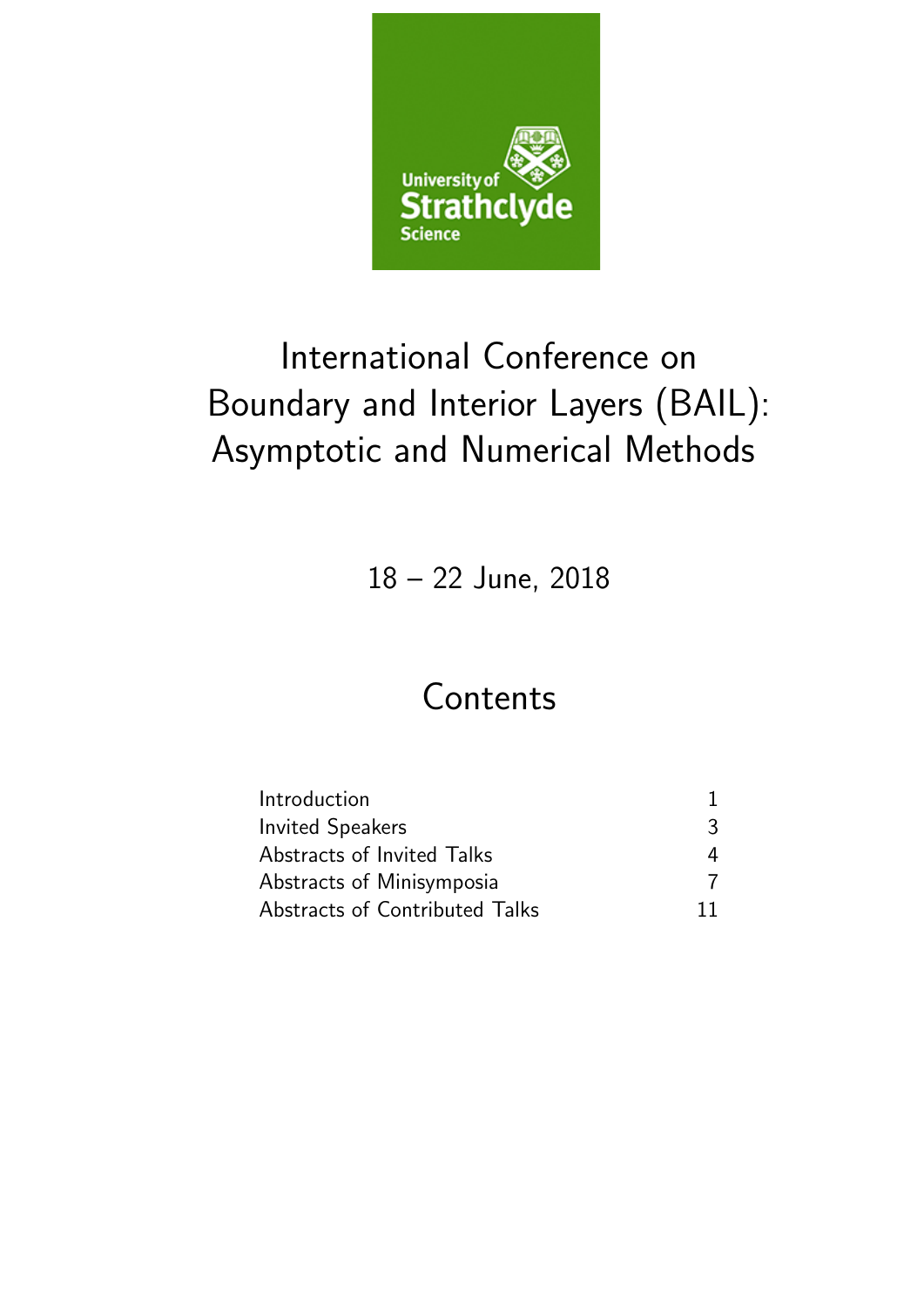# International Conference on Boundary and Interior Layers (BAIL): Asymptotic and Numerical Methods

18 – 22 June, 2018

## Contents

| | |
|---|---|
| Introduction | 1 |
| Invited Speakers | 3 |
| Abstracts of Invited Talks | 4 |
| Abstracts of Minisymposia | 7 |
| Abstracts of Contributed Talks | 11 |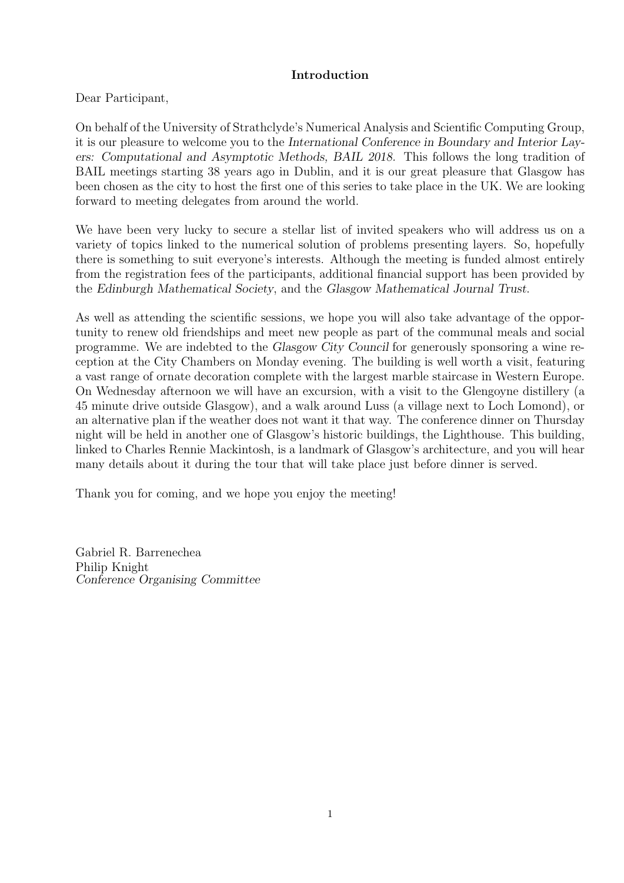## Introduction

Dear Participant,

On behalf of the University of Strathclyde's Numerical Analysis and Scientific Computing Group, it is our pleasure to welcome you to the *International Conference in Boundary and Interior Layers: Computational and Asymptotic Methods, BAIL 2018*. This follows the long tradition of BAIL meetings starting 38 years ago in Dublin, and it is our great pleasure that Glasgow has been chosen as the city to host the first one of this series to take place in the UK. We are looking forward to meeting delegates from around the world.

We have been very lucky to secure a stellar list of invited speakers who will address us on a variety of topics linked to the numerical solution of problems presenting layers. So, hopefully there is something to suit everyone's interests. Although the meeting is funded almost entirely from the registration fees of the participants, additional financial support has been provided by the *Edinburgh Mathematical Society*, and the *Glasgow Mathematical Journal Trust*.

As well as attending the scientific sessions, we hope you will also take advantage of the opportunity to renew old friendships and meet new people as part of the communal meals and social programme. We are indebted to the *Glasgow City Council* for generously sponsoring a wine reception at the City Chambers on Monday evening. The building is well worth a visit, featuring a vast range of ornate decoration complete with the largest marble staircase in Western Europe. On Wednesday afternoon we will have an excursion, with a visit to the Glengoyne distillery (a 45 minute drive outside Glasgow), and a walk around Luss (a village next to Loch Lomond), or an alternative plan if the weather does not want it that way. The conference dinner on Thursday night will be held in another one of Glasgow's historic buildings, the Lighthouse. This building, linked to Charles Rennie Mackintosh, is a landmark of Glasgow's architecture, and you will hear many details about it during the tour that will take place just before dinner is served.

Thank you for coming, and we hope you enjoy the meeting!

Gabriel R. Barrenechea
Philip Knight
*Conference Organising Committee*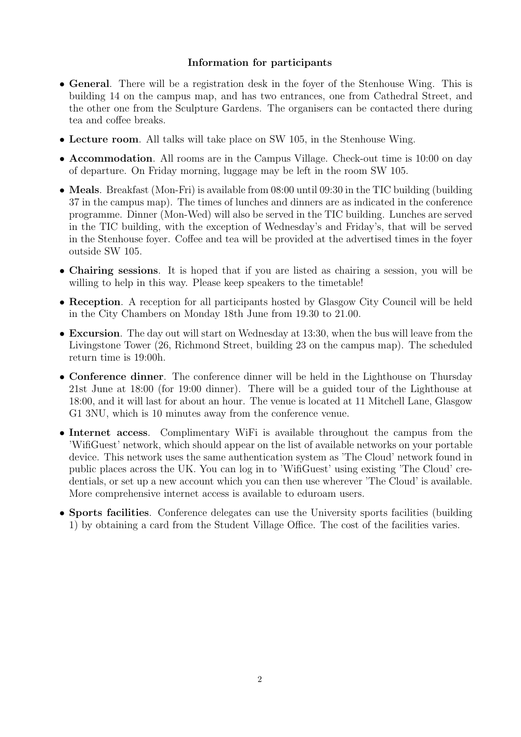## Information for participants

- **General**. There will be a registration desk in the foyer of the Stenhouse Wing. This is building 14 on the campus map, and has two entrances, one from Cathedral Street, and the other one from the Sculpture Gardens. The organisers can be contacted there during tea and coffee breaks.
- **Lecture room**. All talks will take place on SW 105, in the Stenhouse Wing.
- **Accommodation**. All rooms are in the Campus Village. Check-out time is 10:00 on day of departure. On Friday morning, luggage may be left in the room SW 105.
- **Meals**. Breakfast (Mon-Fri) is available from 08:00 until 09:30 in the TIC building (building 37 in the campus map). The times of lunches and dinners are as indicated in the conference programme. Dinner (Mon-Wed) will also be served in the TIC building. Lunches are served in the TIC building, with the exception of Wednesday's and Friday's, that will be served in the Stenhouse foyer. Coffee and tea will be provided at the advertised times in the foyer outside SW 105.
- **Chairing sessions**. It is hoped that if you are listed as chairing a session, you will be willing to help in this way. Please keep speakers to the timetable!
- **Reception**. A reception for all participants hosted by Glasgow City Council will be held in the City Chambers on Monday 18th June from 19.30 to 21.00.
- **Excursion**. The day out will start on Wednesday at 13:30, when the bus will leave from the Livingstone Tower (26, Richmond Street, building 23 on the campus map). The scheduled return time is 19:00h.
- **Conference dinner**. The conference dinner will be held in the Lighthouse on Thursday 21st June at 18:00 (for 19:00 dinner). There will be a guided tour of the Lighthouse at 18:00, and it will last for about an hour. The venue is located at 11 Mitchell Lane, Glasgow G1 3NU, which is 10 minutes away from the conference venue.
- **Internet access**. Complimentary WiFi is available throughout the campus from the 'WifiGuest' network, which should appear on the list of available networks on your portable device. This network uses the same authentication system as 'The Cloud' network found in public places across the UK. You can log in to 'WifiGuest' using existing 'The Cloud' credentials, or set up a new account which you can then use wherever 'The Cloud' is available. More comprehensive internet access is available to eduroam users.
- **Sports facilities**. Conference delegates can use the University sports facilities (building 1) by obtaining a card from the Student Village Office. The cost of the facilities varies.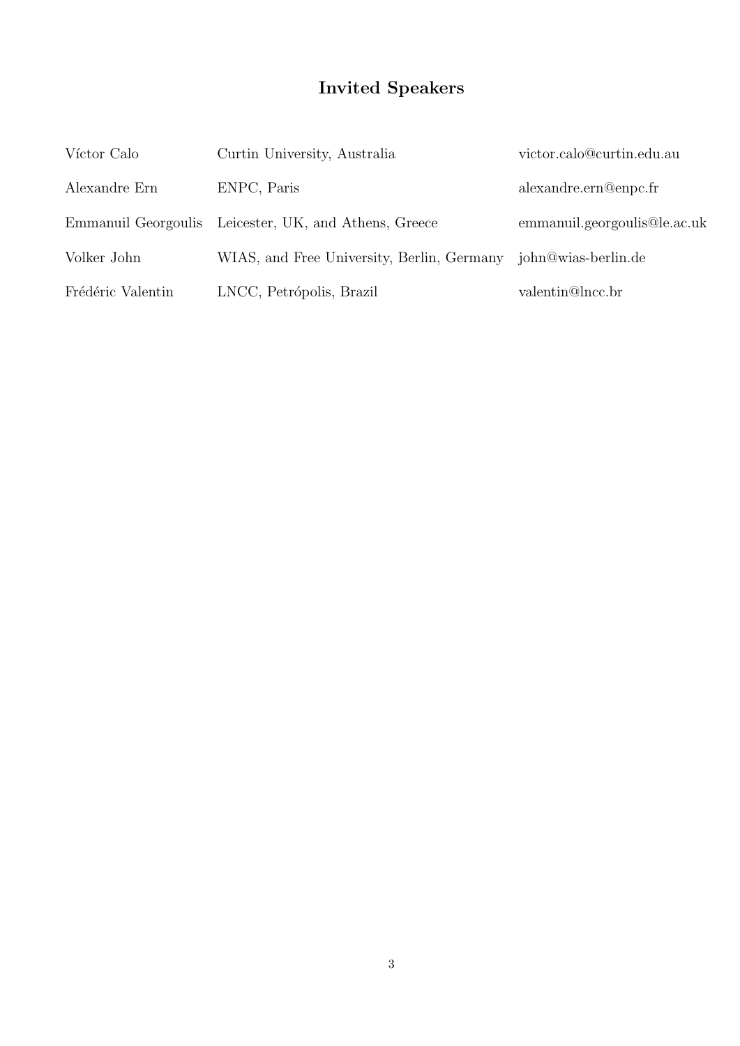# Invited Speakers

| | | |
|---|---|---|
| Víctor Calo | Curtin University, Australia | victor.calo@curtin.edu.au |
| Alexandre Ern | ENPC, Paris | alexandre.ern@enpc.fr |
| Emmanuil Georgoulis | Leicester, UK, and Athens, Greece | emmanuil.georgoulis@le.ac.uk |
| Volker John | WIAS, and Free University, Berlin, Germany | john@wias-berlin.de |
| Frédéric Valentin | LNCC, Petrópolis, Brazil | valentin@lncc.br |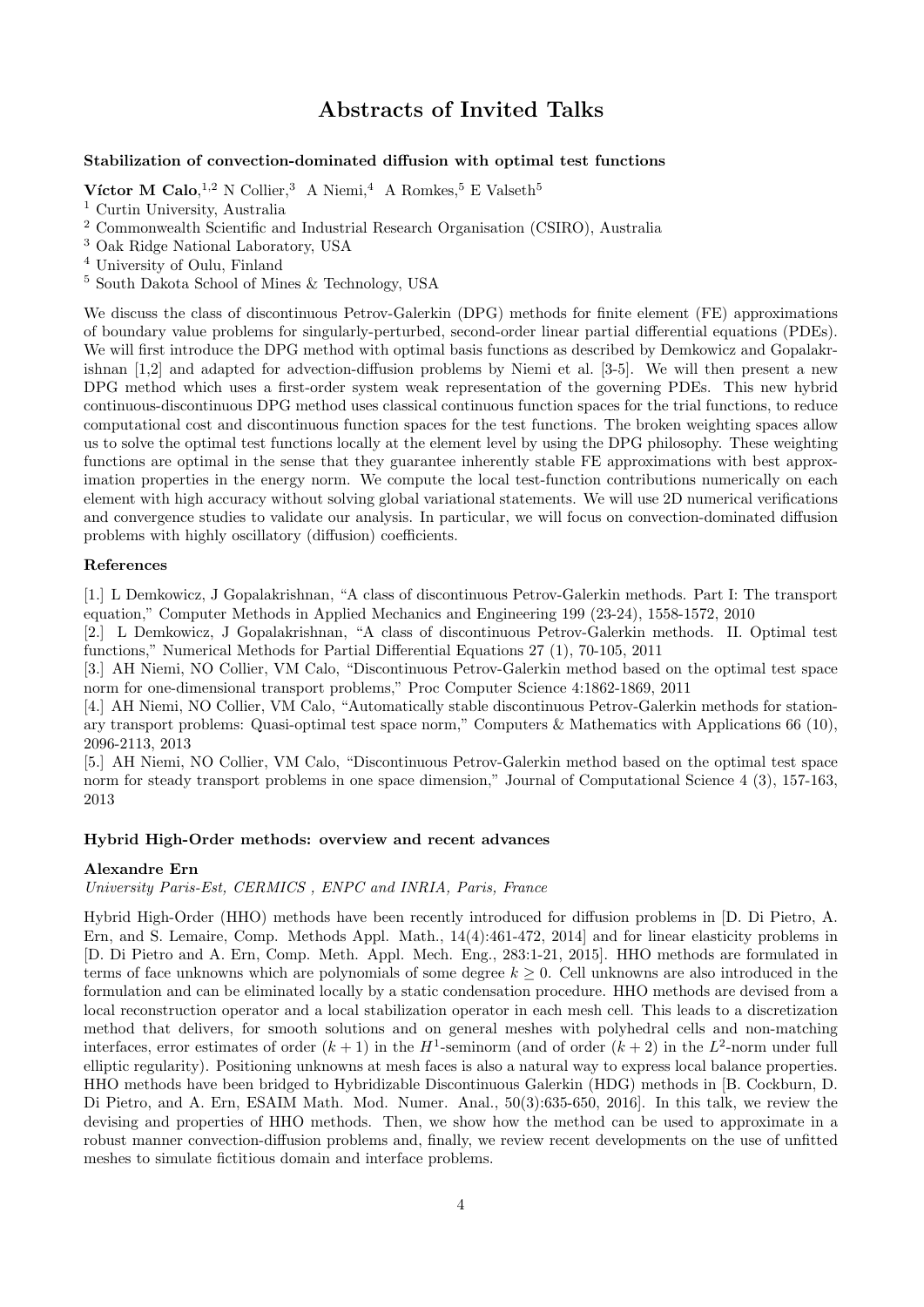# Abstracts of Invited Talks

### Stabilization of convection-dominated diffusion with optimal test functions

**Víctor M Calo**,[1,2] N Collier,[3] A Niemi,[4] A Romkes,[5] E Valseth[5]

[1] Curtin University, Australia
[2] Commonwealth Scientific and Industrial Research Organisation (CSIRO), Australia
[3] Oak Ridge National Laboratory, USA
[4] University of Oulu, Finland
[5] South Dakota School of Mines & Technology, USA

We discuss the class of discontinuous Petrov-Galerkin (DPG) methods for finite element (FE) approximations of boundary value problems for singularly-perturbed, second-order linear partial differential equations (PDEs). We will first introduce the DPG method with optimal basis functions as described by Demkowicz and Gopalakrishnan [1,2] and adapted for advection-diffusion problems by Niemi et al. [3-5]. We will then present a new DPG method which uses a first-order system weak representation of the governing PDEs. This new hybrid continuous-discontinuous DPG method uses classical continuous function spaces for the trial functions, to reduce computational cost and discontinuous function spaces for the test functions. The broken weighting spaces allow us to solve the optimal test functions locally at the element level by using the DPG philosophy. These weighting functions are optimal in the sense that they guarantee inherently stable FE approximations with best approximation properties in the energy norm. We compute the local test-function contributions numerically on each element with high accuracy without solving global variational statements. We will use 2D numerical verifications and convergence studies to validate our analysis. In particular, we will focus on convection-dominated diffusion problems with highly oscillatory (diffusion) coefficients.

### References

[1.] L Demkowicz, J Gopalakrishnan, "A class of discontinuous Petrov-Galerkin methods. Part I: The transport equation," Computer Methods in Applied Mechanics and Engineering 199 (23-24), 1558-1572, 2010

[2.] L Demkowicz, J Gopalakrishnan, "A class of discontinuous Petrov-Galerkin methods. II. Optimal test functions," Numerical Methods for Partial Differential Equations 27 (1), 70-105, 2011

[3.] AH Niemi, NO Collier, VM Calo, "Discontinuous Petrov-Galerkin method based on the optimal test space norm for one-dimensional transport problems," Proc Computer Science 4:1862-1869, 2011

[4.] AH Niemi, NO Collier, VM Calo, "Automatically stable discontinuous Petrov-Galerkin methods for stationary transport problems: Quasi-optimal test space norm," Computers & Mathematics with Applications 66 (10), 2096-2113, 2013

[5.] AH Niemi, NO Collier, VM Calo, "Discontinuous Petrov-Galerkin method based on the optimal test space norm for steady transport problems in one space dimension," Journal of Computational Science 4 (3), 157-163, 2013

### Hybrid High-Order methods: overview and recent advances

**Alexandre Ern**

*University Paris-Est, CERMICS , ENPC and INRIA, Paris, France*

Hybrid High-Order (HHO) methods have been recently introduced for diffusion problems in [D. Di Pietro, A. Ern, and S. Lemaire, Comp. Methods Appl. Math., 14(4):461-472, 2014] and for linear elasticity problems in [D. Di Pietro and A. Ern, Comp. Meth. Appl. Mech. Eng., 283:1-21, 2015]. HHO methods are formulated in terms of face unknowns which are polynomials of some degree $k \geq 0$. Cell unknowns are also introduced in the formulation and can be eliminated locally by a static condensation procedure. HHO methods are devised from a local reconstruction operator and a local stabilization operator in each mesh cell. This leads to a discretization method that delivers, for smooth solutions and on general meshes with polyhedral cells and non-matching interfaces, error estimates of order $(k+1)$ in the $H^1$-seminorm (and of order $(k+2)$ in the $L^2$-norm under full elliptic regularity). Positioning unknowns at mesh faces is also a natural way to express local balance properties. HHO methods have been bridged to Hybridizable Discontinuous Galerkin (HDG) methods in [B. Cockburn, D. Di Pietro, and A. Ern, ESAIM Math. Mod. Numer. Anal., 50(3):635-650, 2016]. In this talk, we review the devising and properties of HHO methods. Then, we show how the method can be used to approximate in a robust manner convection-diffusion problems and, finally, we review recent developments on the use of unfitted meshes to simulate fictitious domain and interface problems.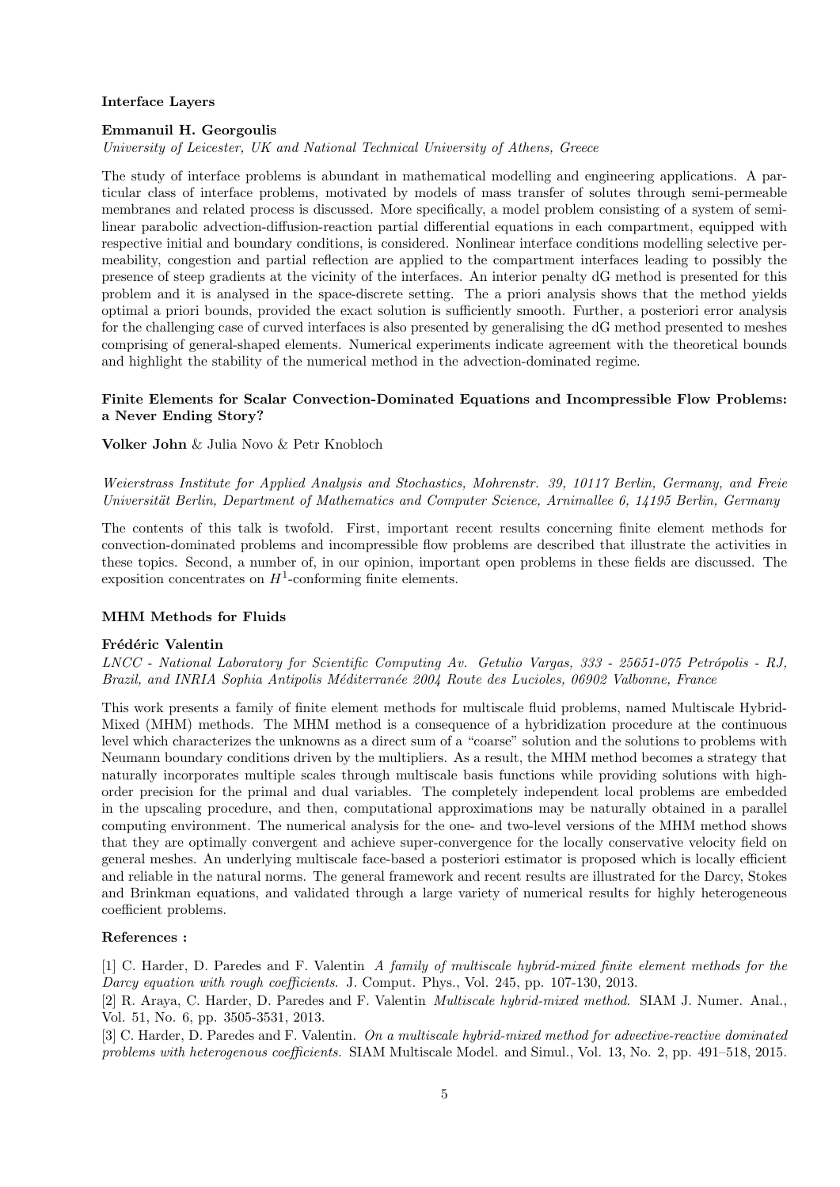**Interface Layers**

**Emmanuil H. Georgoulis**

*University of Leicester, UK and National Technical University of Athens, Greece*

The study of interface problems is abundant in mathematical modelling and engineering applications. A particular class of interface problems, motivated by models of mass transfer of solutes through semi-permeable membranes and related process is discussed. More specifically, a model problem consisting of a system of semilinear parabolic advection-diffusion-reaction partial differential equations in each compartment, equipped with respective initial and boundary conditions, is considered. Nonlinear interface conditions modelling selective permeability, congestion and partial reflection are applied to the compartment interfaces leading to possibly the presence of steep gradients at the vicinity of the interfaces. An interior penalty dG method is presented for this problem and it is analysed in the space-discrete setting. The a priori analysis shows that the method yields optimal a priori bounds, provided the exact solution is sufficiently smooth. Further, a posteriori error analysis for the challenging case of curved interfaces is also presented by generalising the dG method presented to meshes comprising of general-shaped elements. Numerical experiments indicate agreement with the theoretical bounds and highlight the stability of the numerical method in the advection-dominated regime.

**Finite Elements for Scalar Convection-Dominated Equations and Incompressible Flow Problems: a Never Ending Story?**

**Volker John** & Julia Novo & Petr Knobloch

*Weierstrass Institute for Applied Analysis and Stochastics, Mohrenstr. 39, 10117 Berlin, Germany, and Freie Universität Berlin, Department of Mathematics and Computer Science, Arnimallee 6, 14195 Berlin, Germany*

The contents of this talk is twofold. First, important recent results concerning finite element methods for convection-dominated problems and incompressible flow problems are described that illustrate the activities in these topics. Second, a number of, in our opinion, important open problems in these fields are discussed. The exposition concentrates on $H^1$-conforming finite elements.

**MHM Methods for Fluids**

**Frédéric Valentin**

*LNCC - National Laboratory for Scientific Computing Av. Getulio Vargas, 333 - 25651-075 Petrópolis - RJ, Brazil, and INRIA Sophia Antipolis Méditerranée 2004 Route des Lucioles, 06902 Valbonne, France*

This work presents a family of finite element methods for multiscale fluid problems, named Multiscale Hybrid-Mixed (MHM) methods. The MHM method is a consequence of a hybridization procedure at the continuous level which characterizes the unknowns as a direct sum of a "coarse" solution and the solutions to problems with Neumann boundary conditions driven by the multipliers. As a result, the MHM method becomes a strategy that naturally incorporates multiple scales through multiscale basis functions while providing solutions with high-order precision for the primal and dual variables. The completely independent local problems are embedded in the upscaling procedure, and then, computational approximations may be naturally obtained in a parallel computing environment. The numerical analysis for the one- and two-level versions of the MHM method shows that they are optimally convergent and achieve super-convergence for the locally conservative velocity field on general meshes. An underlying multiscale face-based a posteriori estimator is proposed which is locally efficient and reliable in the natural norms. The general framework and recent results are illustrated for the Darcy, Stokes and Brinkman equations, and validated through a large variety of numerical results for highly heterogeneous coefficient problems.

**References :**

[1] C. Harder, D. Paredes and F. Valentin *A family of multiscale hybrid-mixed finite element methods for the Darcy equation with rough coefficients*. J. Comput. Phys., Vol. 245, pp. 107-130, 2013.

[2] R. Araya, C. Harder, D. Paredes and F. Valentin *Multiscale hybrid-mixed method*. SIAM J. Numer. Anal., Vol. 51, No. 6, pp. 3505-3531, 2013.

[3] C. Harder, D. Paredes and F. Valentin. *On a multiscale hybrid-mixed method for advective-reactive dominated problems with heterogenous coefficients.* SIAM Multiscale Model. and Simul., Vol. 13, No. 2, pp. 491–518, 2015.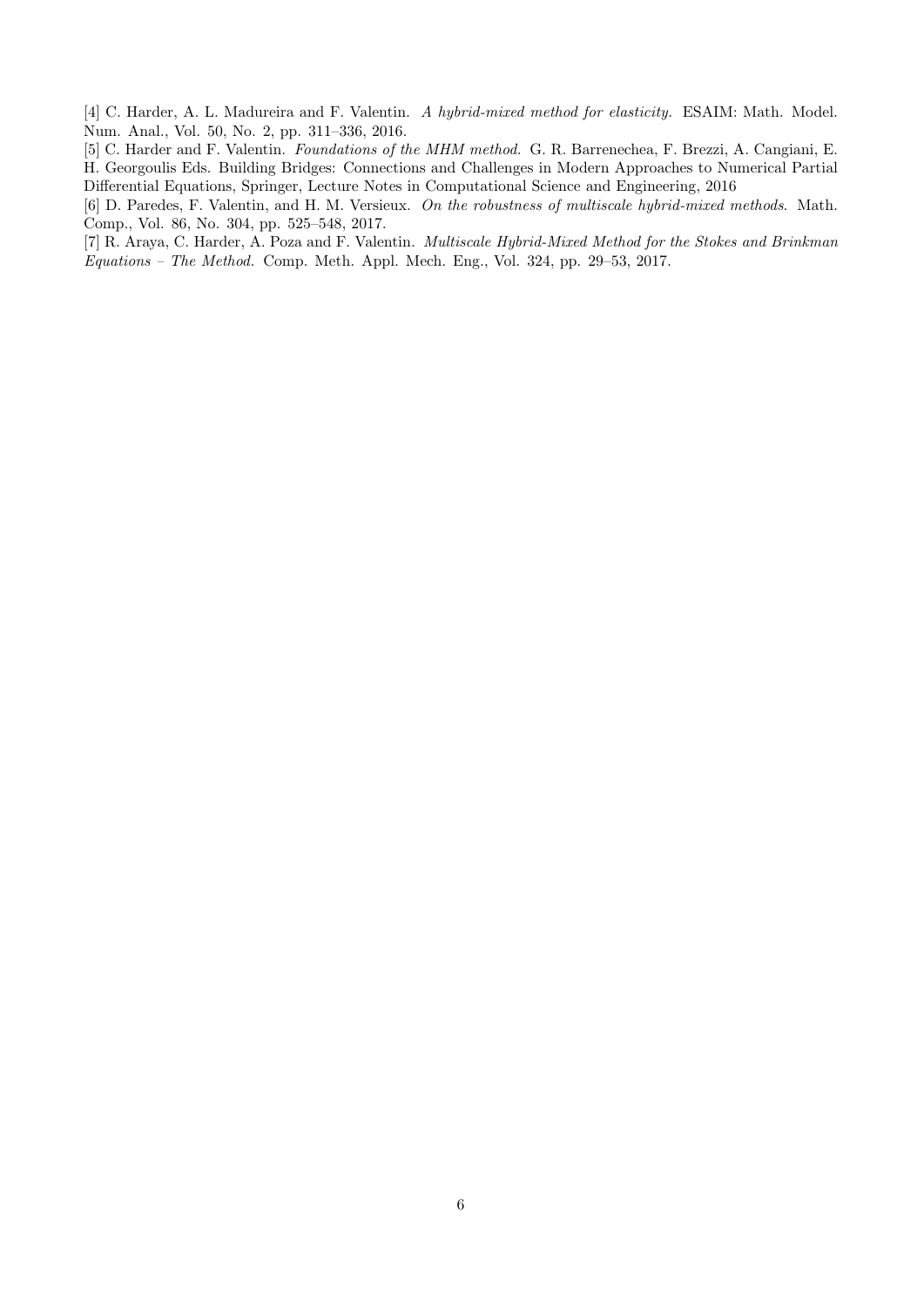[4] C. Harder, A. L. Madureira and F. Valentin. *A hybrid-mixed method for elasticity.* ESAIM: Math. Model. Num. Anal., Vol. 50, No. 2, pp. 311–336, 2016.

[5] C. Harder and F. Valentin. *Foundations of the MHM method.* G. R. Barrenechea, F. Brezzi, A. Cangiani, E. H. Georgoulis Eds. Building Bridges: Connections and Challenges in Modern Approaches to Numerical Partial Differential Equations, Springer, Lecture Notes in Computational Science and Engineering, 2016

[6] D. Paredes, F. Valentin, and H. M. Versieux. *On the robustness of multiscale hybrid-mixed methods*. Math. Comp., Vol. 86, No. 304, pp. 525–548, 2017.

[7] R. Araya, C. Harder, A. Poza and F. Valentin. *Multiscale Hybrid-Mixed Method for the Stokes and Brinkman Equations – The Method.* Comp. Meth. Appl. Mech. Eng., Vol. 324, pp. 29–53, 2017.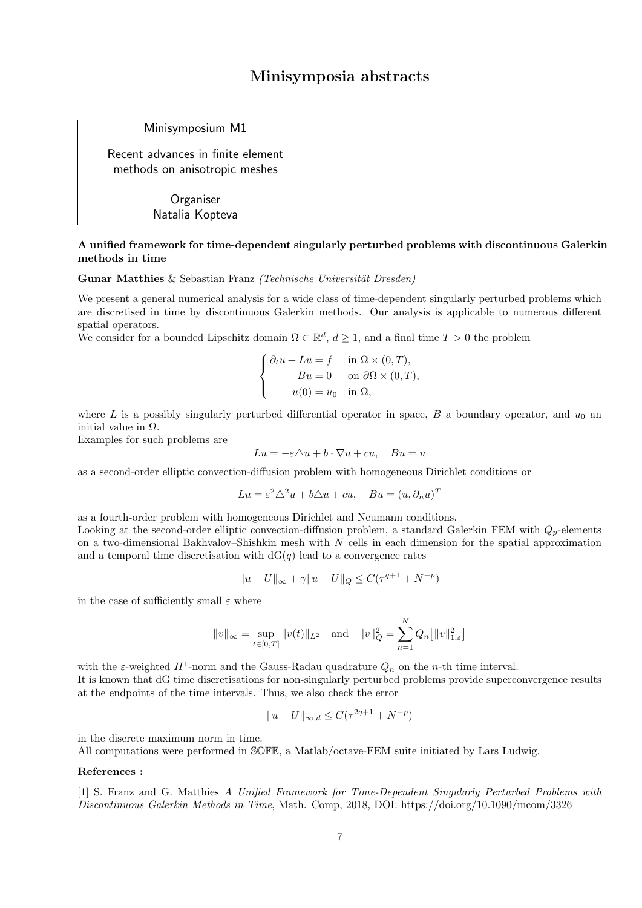# Minisymposia abstracts

Minisymposium M1

Recent advances in finite element methods on anisotropic meshes

Organiser
Natalia Kopteva

### A unified framework for time-dependent singularly perturbed problems with discontinuous Galerkin methods in time

**Gunar Matthies** & Sebastian Franz *(Technische Universität Dresden)*

We present a general numerical analysis for a wide class of time-dependent singularly perturbed problems which are discretised in time by discontinuous Galerkin methods. Our analysis is applicable to numerous different spatial operators.
We consider for a bounded Lipschitz domain $\Omega \subset \mathbb{R}^d$, $d \geq 1$, and a final time $T > 0$ the problem

$$\begin{cases} \partial_t u + Lu = f & \text{in } \Omega \times (0,T), \\ \quad\quad Bu = 0 & \text{on } \partial\Omega \times (0,T), \\ \quad\; u(0) = u_0 & \text{in } \Omega, \end{cases}$$

where $L$ is a possibly singularly perturbed differential operator in space, $B$ a boundary operator, and $u_0$ an initial value in $\Omega$.
Examples for such problems are

$$Lu = -\varepsilon \triangle u + b \cdot \nabla u + cu, \quad Bu = u$$

as a second-order elliptic convection-diffusion problem with homogeneous Dirichlet conditions or

$$Lu = \varepsilon^2 \triangle^2 u + b \triangle u + cu, \quad Bu = (u, \partial_n u)^T$$

as a fourth-order problem with homogeneous Dirichlet and Neumann conditions.
Looking at the second-order elliptic convection-diffusion problem, a standard Galerkin FEM with $Q_p$-elements on a two-dimensional Bakhvalov–Shishkin mesh with $N$ cells in each dimension for the spatial approximation and a temporal time discretisation with dG($q$) lead to a convergence rates

$$\|u - U\|_\infty + \gamma \|u - U\|_Q \leq C(\tau^{q+1} + N^{-p})$$

in the case of sufficiently small $\varepsilon$ where

$$\|v\|_\infty = \sup_{t \in [0,T]} \|v(t)\|_{L^2} \quad \text{and} \quad \|v\|_Q^2 = \sum_{n=1}^{N} Q_n \big[ \|v\|_{1,\varepsilon}^2 \big]$$

with the $\varepsilon$-weighted $H^1$-norm and the Gauss-Radau quadrature $Q_n$ on the $n$-th time interval.
It is known that dG time discretisations for non-singularly perturbed problems provide superconvergence results at the endpoints of the time intervals. Thus, we also check the error

$$\|u - U\|_{\infty,d} \leq C(\tau^{2q+1} + N^{-p})$$

in the discrete maximum norm in time.
All computations were performed in $\mathbb{SOFE}$, a Matlab/octave-FEM suite initiated by Lars Ludwig.

**References :**

[1] S. Franz and G. Matthies *A Unified Framework for Time-Dependent Singularly Perturbed Problems with Discontinuous Galerkin Methods in Time*, Math. Comp, 2018, DOI: https://doi.org/10.1090/mcom/3326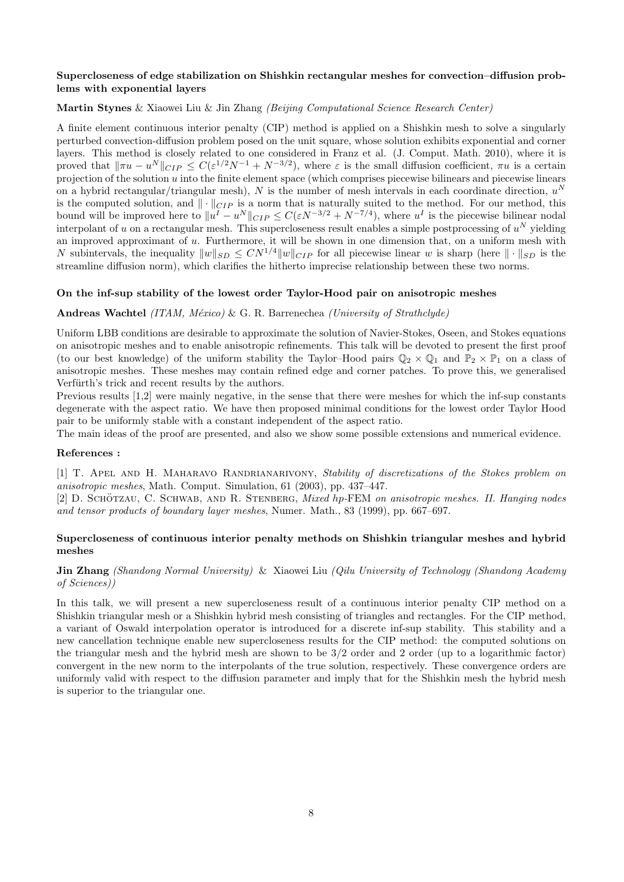### Supercloseness of edge stabilization on Shishkin rectangular meshes for convection–diffusion problems with exponential layers

**Martin Stynes** & Xiaowei Liu & Jin Zhang *(Beijing Computational Science Research Center)*

A finite element continuous interior penalty (CIP) method is applied on a Shishkin mesh to solve a singularly perturbed convection-diffusion problem posed on the unit square, whose solution exhibits exponential and corner layers. This method is closely related to one considered in Franz et al. (J. Comput. Math. 2010), where it is proved that $\|\pi u - u^N\|_{CIP} \leq C(\varepsilon^{1/2}N^{-1} + N^{-3/2})$, where $\varepsilon$ is the small diffusion coefficient, $\pi u$ is a certain projection of the solution $u$ into the finite element space (which comprises piecewise bilinears and piecewise linears on a hybrid rectangular/triangular mesh), $N$ is the number of mesh intervals in each coordinate direction, $u^N$ is the computed solution, and $\|\cdot\|_{CIP}$ is a norm that is naturally suited to the method. For our method, this bound will be improved here to $\|u^I - u^N\|_{CIP} \leq C(\varepsilon N^{-3/2} + N^{-7/4})$, where $u^I$ is the piecewise bilinear nodal interpolant of $u$ on a rectangular mesh. This supercloseness result enables a simple postprocessing of $u^N$ yielding an improved approximant of $u$. Furthermore, it will be shown in one dimension that, on a uniform mesh with $N$ subintervals, the inequality $\|w\|_{SD} \leq CN^{1/4}\|w\|_{CIP}$ for all piecewise linear $w$ is sharp (here $\|\cdot\|_{SD}$ is the streamline diffusion norm), which clarifies the hitherto imprecise relationship between these two norms.

### On the inf-sup stability of the lowest order Taylor-Hood pair on anisotropic meshes

**Andreas Wachtel** *(ITAM, México)* & G. R. Barrenechea *(University of Strathclyde)*

Uniform LBB conditions are desirable to approximate the solution of Navier-Stokes, Oseen, and Stokes equations on anisotropic meshes and to enable anisotropic refinements. This talk will be devoted to present the first proof (to our best knowledge) of the uniform stability the Taylor–Hood pairs $\mathbb{Q}_2 \times \mathbb{Q}_1$ and $\mathbb{P}_2 \times \mathbb{P}_1$ on a class of anisotropic meshes. These meshes may contain refined edge and corner patches. To prove this, we generalised Verfürth's trick and recent results by the authors.

Previous results [1,2] were mainly negative, in the sense that there were meshes for which the inf-sup constants degenerate with the aspect ratio. We have then proposed minimal conditions for the lowest order Taylor Hood pair to be uniformly stable with a constant independent of the aspect ratio.

The main ideas of the proof are presented, and also we show some possible extensions and numerical evidence.

**References :**

[1] T. Apel and H. Maharavo Randrianarivony, *Stability of discretizations of the Stokes problem on anisotropic meshes*, Math. Comput. Simulation, 61 (2003), pp. 437–447.

[2] D. Schötzau, C. Schwab, and R. Stenberg, *Mixed hp-FEM on anisotropic meshes. II. Hanging nodes and tensor products of boundary layer meshes*, Numer. Math., 83 (1999), pp. 667–697.

### Supercloseness of continuous interior penalty methods on Shishkin triangular meshes and hybrid meshes

**Jin Zhang** *(Shandong Normal University)* & Xiaowei Liu *(Qilu University of Technology (Shandong Academy of Sciences))*

In this talk, we will present a new supercloseness result of a continuous interior penalty CIP method on a Shishkin triangular mesh or a Shishkin hybrid mesh consisting of triangles and rectangles. For the CIP method, a variant of Oswald interpolation operator is introduced for a discrete inf-sup stability. This stability and a new cancellation technique enable new supercloseness results for the CIP method: the computed solutions on the triangular mesh and the hybrid mesh are shown to be 3/2 order and 2 order (up to a logarithmic factor) convergent in the new norm to the interpolants of the true solution, respectively. These convergence orders are uniformly valid with respect to the diffusion parameter and imply that for the Shishkin mesh the hybrid mesh is superior to the triangular one.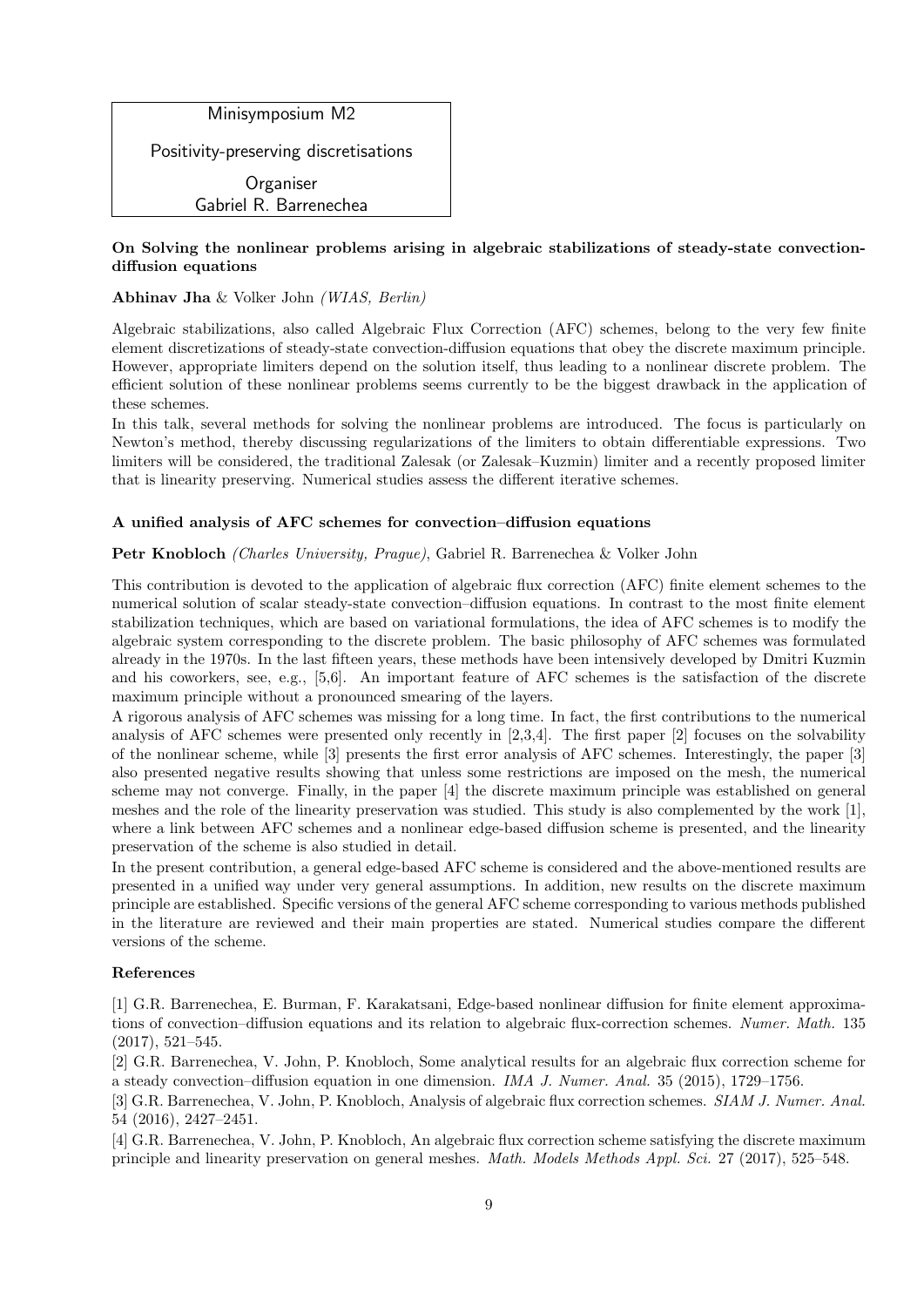Minisymposium M2

Positivity-preserving discretisations

Organiser
Gabriel R. Barrenechea

**On Solving the nonlinear problems arising in algebraic stabilizations of steady-state convection-diffusion equations**

**Abhinav Jha** & Volker John *(WIAS, Berlin)*

Algebraic stabilizations, also called Algebraic Flux Correction (AFC) schemes, belong to the very few finite element discretizations of steady-state convection-diffusion equations that obey the discrete maximum principle. However, appropriate limiters depend on the solution itself, thus leading to a nonlinear discrete problem. The efficient solution of these nonlinear problems seems currently to be the biggest drawback in the application of these schemes.

In this talk, several methods for solving the nonlinear problems are introduced. The focus is particularly on Newton's method, thereby discussing regularizations of the limiters to obtain differentiable expressions. Two limiters will be considered, the traditional Zalesak (or Zalesak–Kuzmin) limiter and a recently proposed limiter that is linearity preserving. Numerical studies assess the different iterative schemes.

**A unified analysis of AFC schemes for convection–diffusion equations**

**Petr Knobloch** *(Charles University, Prague)*, Gabriel R. Barrenechea & Volker John

This contribution is devoted to the application of algebraic flux correction (AFC) finite element schemes to the numerical solution of scalar steady-state convection–diffusion equations. In contrast to the most finite element stabilization techniques, which are based on variational formulations, the idea of AFC schemes is to modify the algebraic system corresponding to the discrete problem. The basic philosophy of AFC schemes was formulated already in the 1970s. In the last fifteen years, these methods have been intensively developed by Dmitri Kuzmin and his coworkers, see, e.g., [5,6]. An important feature of AFC schemes is the satisfaction of the discrete maximum principle without a pronounced smearing of the layers.

A rigorous analysis of AFC schemes was missing for a long time. In fact, the first contributions to the numerical analysis of AFC schemes were presented only recently in [2,3,4]. The first paper [2] focuses on the solvability of the nonlinear scheme, while [3] presents the first error analysis of AFC schemes. Interestingly, the paper [3] also presented negative results showing that unless some restrictions are imposed on the mesh, the numerical scheme may not converge. Finally, in the paper [4] the discrete maximum principle was established on general meshes and the role of the linearity preservation was studied. This study is also complemented by the work [1], where a link between AFC schemes and a nonlinear edge-based diffusion scheme is presented, and the linearity preservation of the scheme is also studied in detail.

In the present contribution, a general edge-based AFC scheme is considered and the above-mentioned results are presented in a unified way under very general assumptions. In addition, new results on the discrete maximum principle are established. Specific versions of the general AFC scheme corresponding to various methods published in the literature are reviewed and their main properties are stated. Numerical studies compare the different versions of the scheme.

**References**

[1] G.R. Barrenechea, E. Burman, F. Karakatsani, Edge-based nonlinear diffusion for finite element approximations of convection–diffusion equations and its relation to algebraic flux-correction schemes. *Numer. Math.* 135 (2017), 521–545.

[2] G.R. Barrenechea, V. John, P. Knobloch, Some analytical results for an algebraic flux correction scheme for a steady convection–diffusion equation in one dimension. *IMA J. Numer. Anal.* 35 (2015), 1729–1756.

[3] G.R. Barrenechea, V. John, P. Knobloch, Analysis of algebraic flux correction schemes. *SIAM J. Numer. Anal.* 54 (2016), 2427–2451.

[4] G.R. Barrenechea, V. John, P. Knobloch, An algebraic flux correction scheme satisfying the discrete maximum principle and linearity preservation on general meshes. *Math. Models Methods Appl. Sci.* 27 (2017), 525–548.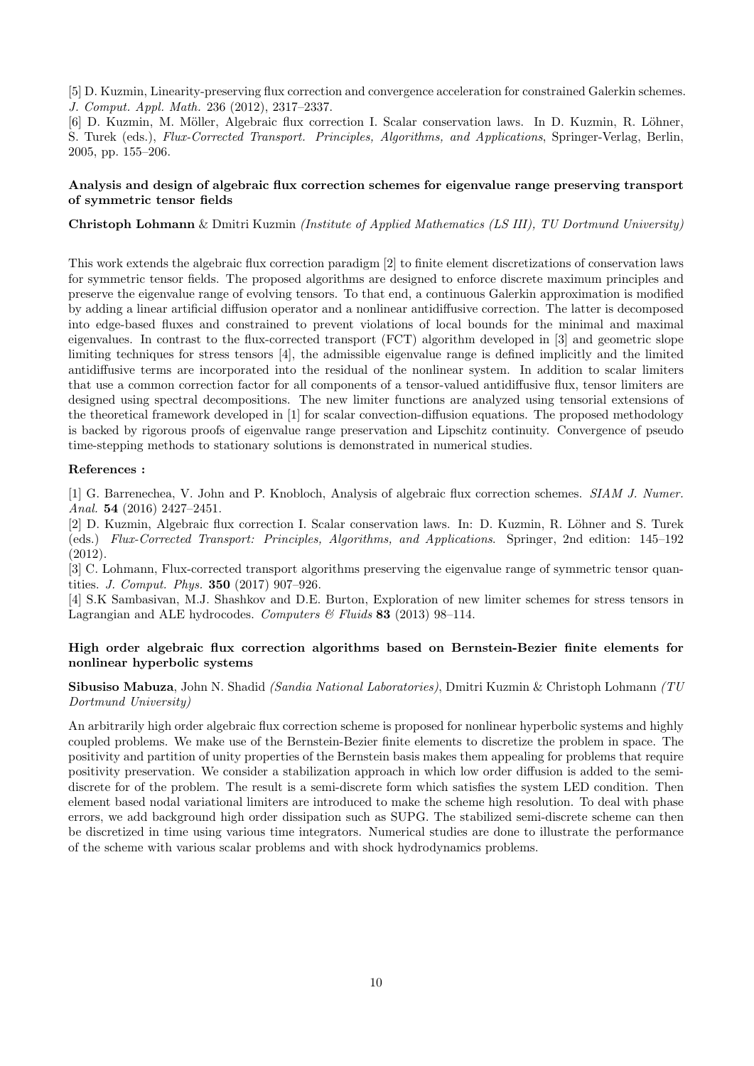[5] D. Kuzmin, Linearity-preserving flux correction and convergence acceleration for constrained Galerkin schemes. *J. Comput. Appl. Math.* 236 (2012), 2317–2337.

[6] D. Kuzmin, M. Möller, Algebraic flux correction I. Scalar conservation laws. In D. Kuzmin, R. Löhner, S. Turek (eds.), *Flux-Corrected Transport. Principles, Algorithms, and Applications*, Springer-Verlag, Berlin, 2005, pp. 155–206.

### Analysis and design of algebraic flux correction schemes for eigenvalue range preserving transport of symmetric tensor fields

**Christoph Lohmann** & Dmitri Kuzmin *(Institute of Applied Mathematics (LS III), TU Dortmund University)*

This work extends the algebraic flux correction paradigm [2] to finite element discretizations of conservation laws for symmetric tensor fields. The proposed algorithms are designed to enforce discrete maximum principles and preserve the eigenvalue range of evolving tensors. To that end, a continuous Galerkin approximation is modified by adding a linear artificial diffusion operator and a nonlinear antidiffusive correction. The latter is decomposed into edge-based fluxes and constrained to prevent violations of local bounds for the minimal and maximal eigenvalues. In contrast to the flux-corrected transport (FCT) algorithm developed in [3] and geometric slope limiting techniques for stress tensors [4], the admissible eigenvalue range is defined implicitly and the limited antidiffusive terms are incorporated into the residual of the nonlinear system. In addition to scalar limiters that use a common correction factor for all components of a tensor-valued antidiffusive flux, tensor limiters are designed using spectral decompositions. The new limiter functions are analyzed using tensorial extensions of the theoretical framework developed in [1] for scalar convection-diffusion equations. The proposed methodology is backed by rigorous proofs of eigenvalue range preservation and Lipschitz continuity. Convergence of pseudo time-stepping methods to stationary solutions is demonstrated in numerical studies.

**References :**

[1] G. Barrenechea, V. John and P. Knobloch, Analysis of algebraic flux correction schemes. *SIAM J. Numer. Anal.* **54** (2016) 2427–2451.

[2] D. Kuzmin, Algebraic flux correction I. Scalar conservation laws. In: D. Kuzmin, R. Löhner and S. Turek (eds.) *Flux-Corrected Transport: Principles, Algorithms, and Applications*. Springer, 2nd edition: 145–192 (2012).

[3] C. Lohmann, Flux-corrected transport algorithms preserving the eigenvalue range of symmetric tensor quantities. *J. Comput. Phys.* **350** (2017) 907–926.

[4] S.K Sambasivan, M.J. Shashkov and D.E. Burton, Exploration of new limiter schemes for stress tensors in Lagrangian and ALE hydrocodes. *Computers & Fluids* **83** (2013) 98–114.

### High order algebraic flux correction algorithms based on Bernstein-Bezier finite elements for nonlinear hyperbolic systems

**Sibusiso Mabuza**, John N. Shadid *(Sandia National Laboratories)*, Dmitri Kuzmin & Christoph Lohmann *(TU Dortmund University)*

An arbitrarily high order algebraic flux correction scheme is proposed for nonlinear hyperbolic systems and highly coupled problems. We make use of the Bernstein-Bezier finite elements to discretize the problem in space. The positivity and partition of unity properties of the Bernstein basis makes them appealing for problems that require positivity preservation. We consider a stabilization approach in which low order diffusion is added to the semi-discrete for of the problem. The result is a semi-discrete form which satisfies the system LED condition. Then element based nodal variational limiters are introduced to make the scheme high resolution. To deal with phase errors, we add background high order dissipation such as SUPG. The stabilized semi-discrete scheme can then be discretized in time using various time integrators. Numerical studies are done to illustrate the performance of the scheme with various scalar problems and with shock hydrodynamics problems.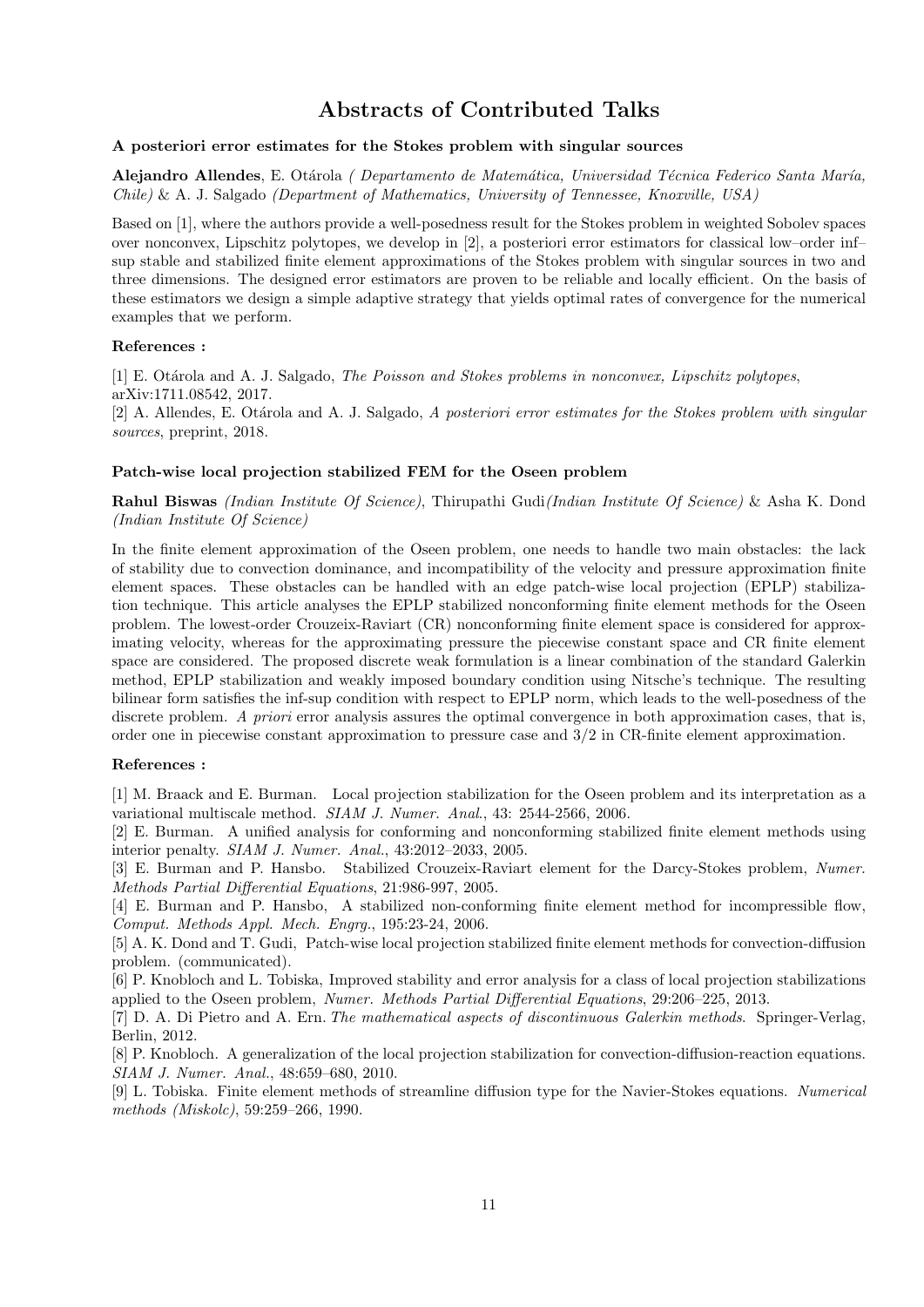# Abstracts of Contributed Talks

### A posteriori error estimates for the Stokes problem with singular sources

**Alejandro Allendes**, E. Otárola *( Departamento de Matemática, Universidad Técnica Federico Santa María, Chile)* & A. J. Salgado *(Department of Mathematics, University of Tennessee, Knoxville, USA)*

Based on [1], where the authors provide a well-posedness result for the Stokes problem in weighted Sobolev spaces over nonconvex, Lipschitz polytopes, we develop in [2], a posteriori error estimators for classical low–order inf–sup stable and stabilized finite element approximations of the Stokes problem with singular sources in two and three dimensions. The designed error estimators are proven to be reliable and locally efficient. On the basis of these estimators we design a simple adaptive strategy that yields optimal rates of convergence for the numerical examples that we perform.

**References :**

[1] E. Otárola and A. J. Salgado, *The Poisson and Stokes problems in nonconvex, Lipschitz polytopes*, arXiv:1711.08542, 2017.
[2] A. Allendes, E. Otárola and A. J. Salgado, *A posteriori error estimates for the Stokes problem with singular sources*, preprint, 2018.

### Patch-wise local projection stabilized FEM for the Oseen problem

**Rahul Biswas** *(Indian Institute Of Science)*, Thirupathi Gudi*(Indian Institute Of Science)* & Asha K. Dond *(Indian Institute Of Science)*

In the finite element approximation of the Oseen problem, one needs to handle two main obstacles: the lack of stability due to convection dominance, and incompatibility of the velocity and pressure approximation finite element spaces. These obstacles can be handled with an edge patch-wise local projection (EPLP) stabilization technique. This article analyses the EPLP stabilized nonconforming finite element methods for the Oseen problem. The lowest-order Crouzeix-Raviart (CR) nonconforming finite element space is considered for approximating velocity, whereas for the approximating pressure the piecewise constant space and CR finite element space are considered. The proposed discrete weak formulation is a linear combination of the standard Galerkin method, EPLP stabilization and weakly imposed boundary condition using Nitsche's technique. The resulting bilinear form satisfies the inf-sup condition with respect to EPLP norm, which leads to the well-posedness of the discrete problem. *A priori* error analysis assures the optimal convergence in both approximation cases, that is, order one in piecewise constant approximation to pressure case and $3/2$ in CR-finite element approximation.

**References :**

[1] M. Braack and E. Burman. Local projection stabilization for the Oseen problem and its interpretation as a variational multiscale method. *SIAM J. Numer. Anal.*, 43: 2544-2566, 2006.
[2] E. Burman. A unified analysis for conforming and nonconforming stabilized finite element methods using interior penalty. *SIAM J. Numer. Anal.*, 43:2012–2033, 2005.
[3] E. Burman and P. Hansbo. Stabilized Crouzeix-Raviart element for the Darcy-Stokes problem, *Numer. Methods Partial Differential Equations*, 21:986-997, 2005.
[4] E. Burman and P. Hansbo, A stabilized non-conforming finite element method for incompressible flow, *Comput. Methods Appl. Mech. Engrg.*, 195:23-24, 2006.
[5] A. K. Dond and T. Gudi, Patch-wise local projection stabilized finite element methods for convection-diffusion problem. (communicated).
[6] P. Knobloch and L. Tobiska, Improved stability and error analysis for a class of local projection stabilizations applied to the Oseen problem, *Numer. Methods Partial Differential Equations*, 29:206–225, 2013.
[7] D. A. Di Pietro and A. Ern. *The mathematical aspects of discontinuous Galerkin methods*. Springer-Verlag, Berlin, 2012.
[8] P. Knobloch. A generalization of the local projection stabilization for convection-diffusion-reaction equations. *SIAM J. Numer. Anal.*, 48:659–680, 2010.
[9] L. Tobiska. Finite element methods of streamline diffusion type for the Navier-Stokes equations. *Numerical methods (Miskolc)*, 59:259–266, 1990.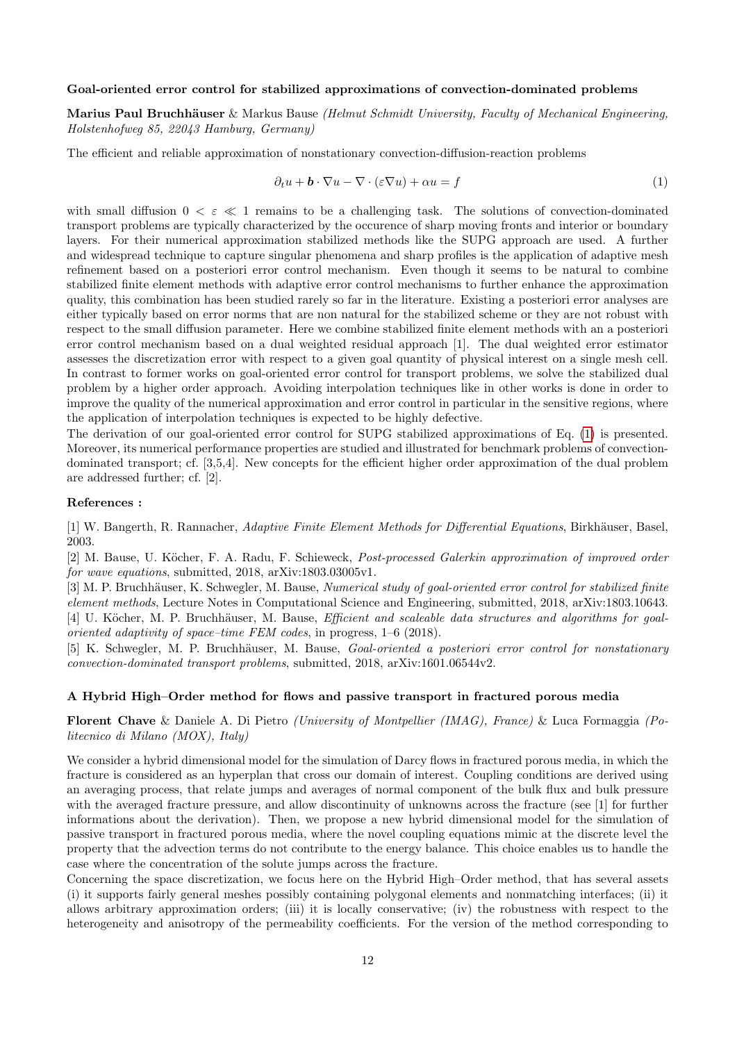### Goal-oriented error control for stabilized approximations of convection-dominated problems

**Marius Paul Bruchhäuser** & Markus Bause *(Helmut Schmidt University, Faculty of Mechanical Engineering, Holstenhofweg 85, 22043 Hamburg, Germany)*

The efficient and reliable approximation of nonstationary convection-diffusion-reaction problems

$$\partial_t u + \boldsymbol{b} \cdot \nabla u - \nabla \cdot (\varepsilon \nabla u) + \alpha u = f \tag{1}$$

with small diffusion $0 < \varepsilon \ll 1$ remains to be a challenging task. The solutions of convection-dominated transport problems are typically characterized by the occurence of sharp moving fronts and interior or boundary layers. For their numerical approximation stabilized methods like the SUPG approach are used. A further and widespread technique to capture singular phenomena and sharp profiles is the application of adaptive mesh refinement based on a posteriori error control mechanism. Even though it seems to be natural to combine stabilized finite element methods with adaptive error control mechanisms to further enhance the approximation quality, this combination has been studied rarely so far in the literature. Existing a posteriori error analyses are either typically based on error norms that are non natural for the stabilized scheme or they are not robust with respect to the small diffusion parameter. Here we combine stabilized finite element methods with an a posteriori error control mechanism based on a dual weighted residual approach [1]. The dual weighted error estimator assesses the discretization error with respect to a given goal quantity of physical interest on a single mesh cell. In contrast to former works on goal-oriented error control for transport problems, we solve the stabilized dual problem by a higher order approach. Avoiding interpolation techniques like in other works is done in order to improve the quality of the numerical approximation and error control in particular in the sensitive regions, where the application of interpolation techniques is expected to be highly defective.

The derivation of our goal-oriented error control for SUPG stabilized approximations of Eq. (1) is presented. Moreover, its numerical performance properties are studied and illustrated for benchmark problems of convection-dominated transport; cf. [3,5,4]. New concepts for the efficient higher order approximation of the dual problem are addressed further; cf. [2].

**References :**

[1] W. Bangerth, R. Rannacher, *Adaptive Finite Element Methods for Differential Equations*, Birkhäuser, Basel, 2003.

[2] M. Bause, U. Köcher, F. A. Radu, F. Schieweck, *Post-processed Galerkin approximation of improved order for wave equations*, submitted, 2018, arXiv:1803.03005v1.

[3] M. P. Bruchhäuser, K. Schwegler, M. Bause, *Numerical study of goal-oriented error control for stabilized finite element methods*, Lecture Notes in Computational Science and Engineering, submitted, 2018, arXiv:1803.10643.

[4] U. Köcher, M. P. Bruchhäuser, M. Bause, *Efficient and scaleable data structures and algorithms for goal-oriented adaptivity of space–time FEM codes*, in progress, 1–6 (2018).

[5] K. Schwegler, M. P. Bruchhäuser, M. Bause, *Goal-oriented a posteriori error control for nonstationary convection-dominated transport problems*, submitted, 2018, arXiv:1601.06544v2.

### A Hybrid High–Order method for flows and passive transport in fractured porous media

**Florent Chave** & Daniele A. Di Pietro *(University of Montpellier (IMAG), France)* & Luca Formaggia *(Politecnico di Milano (MOX), Italy)*

We consider a hybrid dimensional model for the simulation of Darcy flows in fractured porous media, in which the fracture is considered as an hyperplan that cross our domain of interest. Coupling conditions are derived using an averaging process, that relate jumps and averages of normal component of the bulk flux and bulk pressure with the averaged fracture pressure, and allow discontinuity of unknowns across the fracture (see [1] for further informations about the derivation). Then, we propose a new hybrid dimensional model for the simulation of passive transport in fractured porous media, where the novel coupling equations mimic at the discrete level the property that the advection terms do not contribute to the energy balance. This choice enables us to handle the case where the concentration of the solute jumps across the fracture.

Concerning the space discretization, we focus here on the Hybrid High–Order method, that has several assets (i) it supports fairly general meshes possibly containing polygonal elements and nonmatching interfaces; (ii) it allows arbitrary approximation orders; (iii) it is locally conservative; (iv) the robustness with respect to the heterogeneity and anisotropy of the permeability coefficients. For the version of the method corresponding to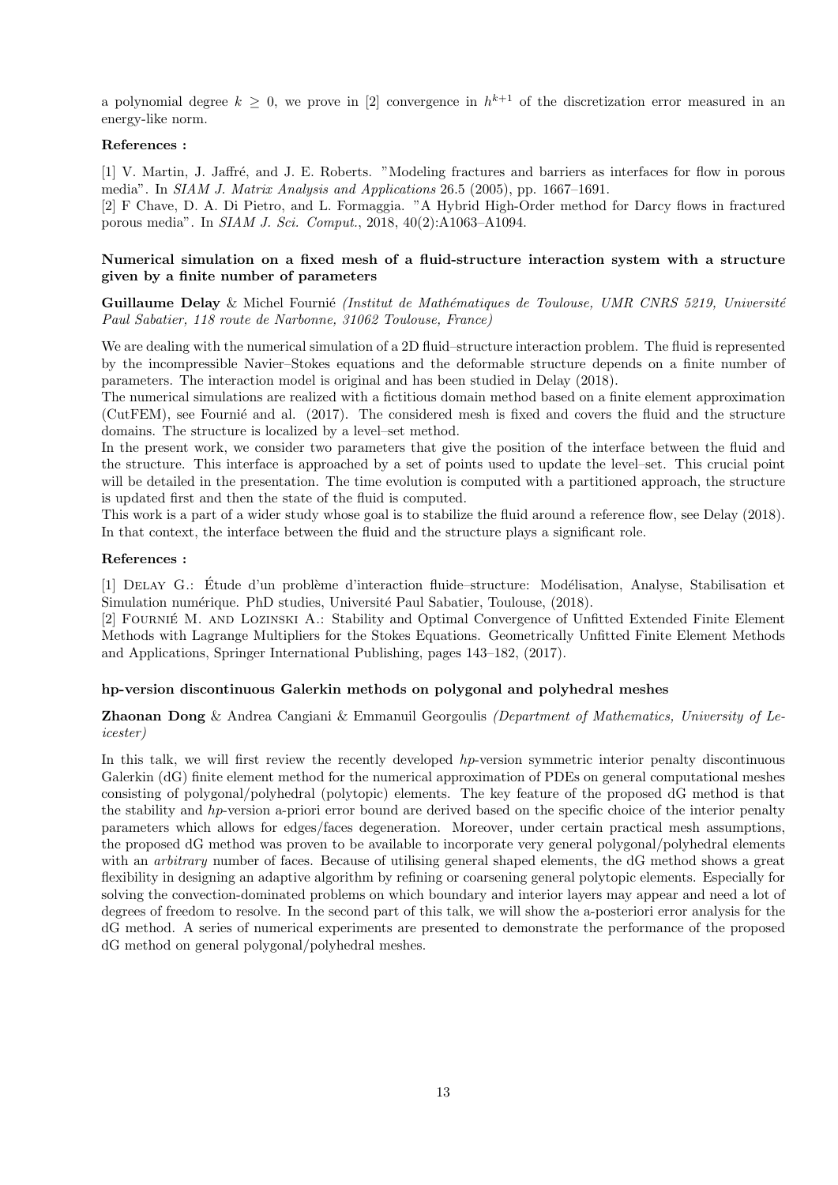a polynomial degree $k \geq 0$, we prove in [2] convergence in $h^{k+1}$ of the discretization error measured in an energy-like norm.

**References :**

[1] V. Martin, J. Jaffré, and J. E. Roberts. "Modeling fractures and barriers as interfaces for flow in porous media". In *SIAM J. Matrix Analysis and Applications* 26.5 (2005), pp. 1667–1691.
[2] F Chave, D. A. Di Pietro, and L. Formaggia. "A Hybrid High-Order method for Darcy flows in fractured porous media". In *SIAM J. Sci. Comput.*, 2018, 40(2):A1063–A1094.

### Numerical simulation on a fixed mesh of a fluid-structure interaction system with a structure given by a finite number of parameters

**Guillaume Delay** & Michel Fournié *(Institut de Mathématiques de Toulouse, UMR CNRS 5219, Université Paul Sabatier, 118 route de Narbonne, 31062 Toulouse, France)*

We are dealing with the numerical simulation of a 2D fluid–structure interaction problem. The fluid is represented by the incompressible Navier–Stokes equations and the deformable structure depends on a finite number of parameters. The interaction model is original and has been studied in Delay (2018).
The numerical simulations are realized with a fictitious domain method based on a finite element approximation (CutFEM), see Fournié and al. (2017). The considered mesh is fixed and covers the fluid and the structure domains. The structure is localized by a level–set method.
In the present work, we consider two parameters that give the position of the interface between the fluid and the structure. This interface is approached by a set of points used to update the level–set. This crucial point will be detailed in the presentation. The time evolution is computed with a partitioned approach, the structure is updated first and then the state of the fluid is computed.
This work is a part of a wider study whose goal is to stabilize the fluid around a reference flow, see Delay (2018). In that context, the interface between the fluid and the structure plays a significant role.

**References :**

[1] Delay G.: Étude d'un problème d'interaction fluide–structure: Modélisation, Analyse, Stabilisation et Simulation numérique. PhD studies, Université Paul Sabatier, Toulouse, (2018).
[2] Fournié M. and Lozinski A.: Stability and Optimal Convergence of Unfitted Extended Finite Element Methods with Lagrange Multipliers for the Stokes Equations. Geometrically Unfitted Finite Element Methods and Applications, Springer International Publishing, pages 143–182, (2017).

### hp-version discontinuous Galerkin methods on polygonal and polyhedral meshes

**Zhaonan Dong** & Andrea Cangiani & Emmanuil Georgoulis *(Department of Mathematics, University of Leicester)*

In this talk, we will first review the recently developed *hp*-version symmetric interior penalty discontinuous Galerkin (dG) finite element method for the numerical approximation of PDEs on general computational meshes consisting of polygonal/polyhedral (polytopic) elements. The key feature of the proposed dG method is that the stability and *hp*-version a-priori error bound are derived based on the specific choice of the interior penalty parameters which allows for edges/faces degeneration. Moreover, under certain practical mesh assumptions, the proposed dG method was proven to be available to incorporate very general polygonal/polyhedral elements with an *arbitrary* number of faces. Because of utilising general shaped elements, the dG method shows a great flexibility in designing an adaptive algorithm by refining or coarsening general polytopic elements. Especially for solving the convection-dominated problems on which boundary and interior layers may appear and need a lot of degrees of freedom to resolve. In the second part of this talk, we will show the a-posteriori error analysis for the dG method. A series of numerical experiments are presented to demonstrate the performance of the proposed dG method on general polygonal/polyhedral meshes.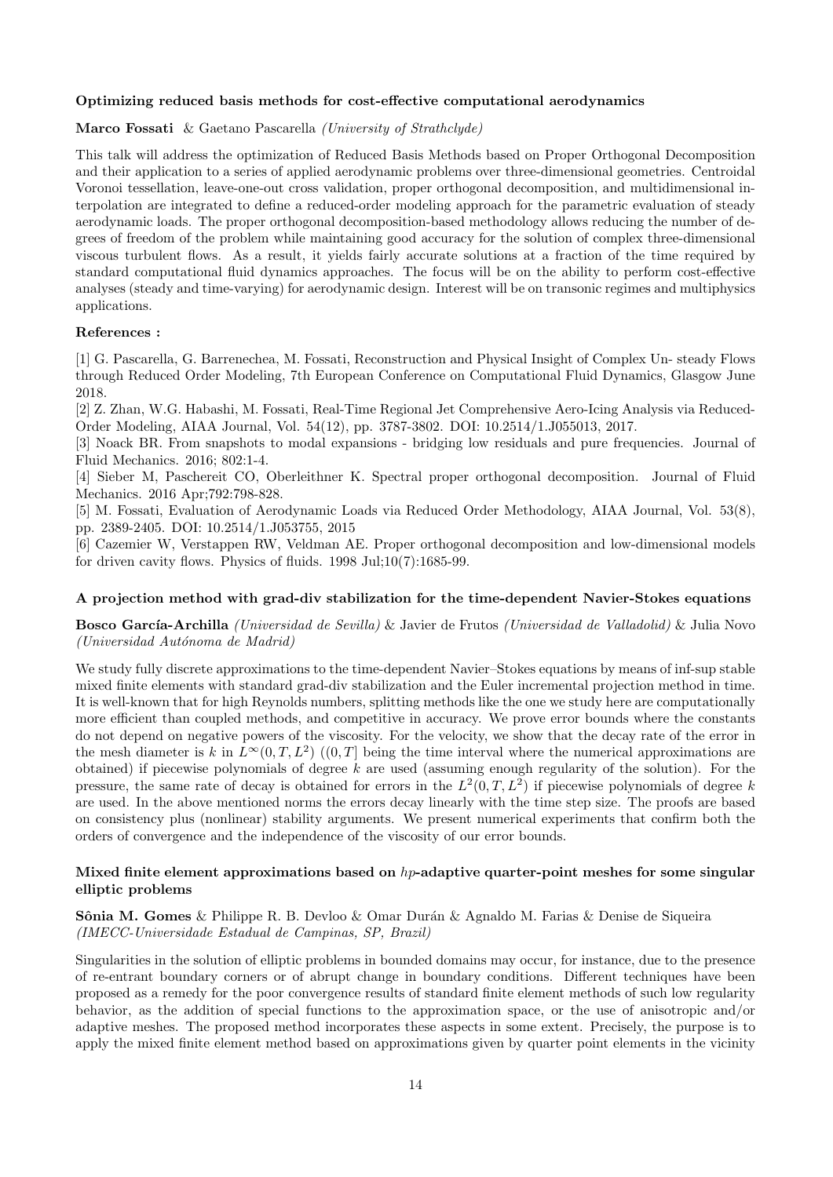### Optimizing reduced basis methods for cost-effective computational aerodynamics

**Marco Fossati** & Gaetano Pascarella *(University of Strathclyde)*

This talk will address the optimization of Reduced Basis Methods based on Proper Orthogonal Decomposition and their application to a series of applied aerodynamic problems over three-dimensional geometries. Centroidal Voronoi tessellation, leave-one-out cross validation, proper orthogonal decomposition, and multidimensional interpolation are integrated to define a reduced-order modeling approach for the parametric evaluation of steady aerodynamic loads. The proper orthogonal decomposition-based methodology allows reducing the number of degrees of freedom of the problem while maintaining good accuracy for the solution of complex three-dimensional viscous turbulent flows. As a result, it yields fairly accurate solutions at a fraction of the time required by standard computational fluid dynamics approaches. The focus will be on the ability to perform cost-effective analyses (steady and time-varying) for aerodynamic design. Interest will be on transonic regimes and multiphysics applications.

**References :**

[1] G. Pascarella, G. Barrenechea, M. Fossati, Reconstruction and Physical Insight of Complex Un- steady Flows through Reduced Order Modeling, 7th European Conference on Computational Fluid Dynamics, Glasgow June 2018.

[2] Z. Zhan, W.G. Habashi, M. Fossati, Real-Time Regional Jet Comprehensive Aero-Icing Analysis via Reduced-Order Modeling, AIAA Journal, Vol. 54(12), pp. 3787-3802. DOI: 10.2514/1.J055013, 2017.

[3] Noack BR. From snapshots to modal expansions - bridging low residuals and pure frequencies. Journal of Fluid Mechanics. 2016; 802:1-4.

[4] Sieber M, Paschereit CO, Oberleithner K. Spectral proper orthogonal decomposition. Journal of Fluid Mechanics. 2016 Apr;792:798-828.

[5] M. Fossati, Evaluation of Aerodynamic Loads via Reduced Order Methodology, AIAA Journal, Vol. 53(8), pp. 2389-2405. DOI: 10.2514/1.J053755, 2015

[6] Cazemier W, Verstappen RW, Veldman AE. Proper orthogonal decomposition and low-dimensional models for driven cavity flows. Physics of fluids. 1998 Jul;10(7):1685-99.

### A projection method with grad-div stabilization for the time-dependent Navier-Stokes equations

**Bosco García-Archilla** *(Universidad de Sevilla)* & Javier de Frutos *(Universidad de Valladolid)* & Julia Novo *(Universidad Autónoma de Madrid)*

We study fully discrete approximations to the time-dependent Navier–Stokes equations by means of inf-sup stable mixed finite elements with standard grad-div stabilization and the Euler incremental projection method in time. It is well-known that for high Reynolds numbers, splitting methods like the one we study here are computationally more efficient than coupled methods, and competitive in accuracy. We prove error bounds where the constants do not depend on negative powers of the viscosity. For the velocity, we show that the decay rate of the error in the mesh diameter is $k$ in $L^\infty(0,T,L^2)$ ($(0,T]$ being the time interval where the numerical approximations are obtained) if piecewise polynomials of degree $k$ are used (assuming enough regularity of the solution). For the pressure, the same rate of decay is obtained for errors in the $L^2(0,T,L^2)$ if piecewise polynomials of degree $k$ are used. In the above mentioned norms the errors decay linearly with the time step size. The proofs are based on consistency plus (nonlinear) stability arguments. We present numerical experiments that confirm both the orders of convergence and the independence of the viscosity of our error bounds.

### Mixed finite element approximations based on $hp$-adaptive quarter-point meshes for some singular elliptic problems

**Sônia M. Gomes** & Philippe R. B. Devloo & Omar Durán & Agnaldo M. Farias & Denise de Siqueira *(IMECC-Universidade Estadual de Campinas, SP, Brazil)*

Singularities in the solution of elliptic problems in bounded domains may occur, for instance, due to the presence of re-entrant boundary corners or of abrupt change in boundary conditions. Different techniques have been proposed as a remedy for the poor convergence results of standard finite element methods of such low regularity behavior, as the addition of special functions to the approximation space, or the use of anisotropic and/or adaptive meshes. The proposed method incorporates these aspects in some extent. Precisely, the purpose is to apply the mixed finite element method based on approximations given by quarter point elements in the vicinity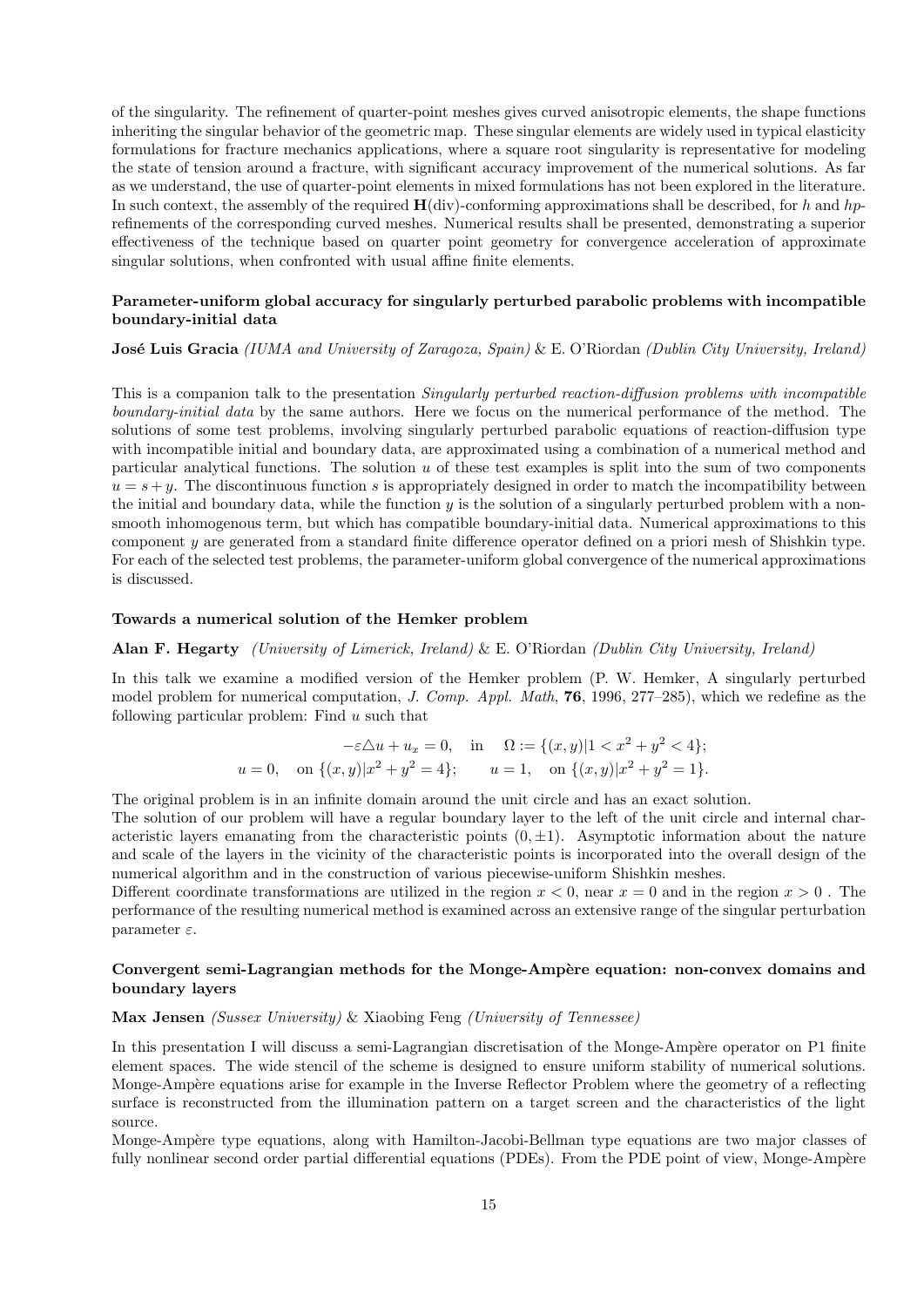of the singularity. The refinement of quarter-point meshes gives curved anisotropic elements, the shape functions inheriting the singular behavior of the geometric map. These singular elements are widely used in typical elasticity formulations for fracture mechanics applications, where a square root singularity is representative for modeling the state of tension around a fracture, with significant accuracy improvement of the numerical solutions. As far as we understand, the use of quarter-point elements in mixed formulations has not been explored in the literature. In such context, the assembly of the required $\mathbf{H}(\text{div})$-conforming approximations shall be described, for $h$ and $hp$-refinements of the corresponding curved meshes. Numerical results shall be presented, demonstrating a superior effectiveness of the technique based on quarter point geometry for convergence acceleration of approximate singular solutions, when confronted with usual affine finite elements.

### Parameter-uniform global accuracy for singularly perturbed parabolic problems with incompatible boundary-initial data

**José Luis Gracia** *(IUMA and University of Zaragoza, Spain)* & E. O'Riordan *(Dublin City University, Ireland)*

This is a companion talk to the presentation *Singularly perturbed reaction-diffusion problems with incompatible boundary-initial data* by the same authors. Here we focus on the numerical performance of the method. The solutions of some test problems, involving singularly perturbed parabolic equations of reaction-diffusion type with incompatible initial and boundary data, are approximated using a combination of a numerical method and particular analytical functions. The solution $u$ of these test examples is split into the sum of two components $u = s + y$. The discontinuous function $s$ is appropriately designed in order to match the incompatibility between the initial and boundary data, while the function $y$ is the solution of a singularly perturbed problem with a non-smooth inhomogenous term, but which has compatible boundary-initial data. Numerical approximations to this component $y$ are generated from a standard finite difference operator defined on a priori mesh of Shishkin type. For each of the selected test problems, the parameter-uniform global convergence of the numerical approximations is discussed.

### Towards a numerical solution of the Hemker problem

**Alan F. Hegarty** *(University of Limerick, Ireland)* & E. O'Riordan *(Dublin City University, Ireland)*

In this talk we examine a modified version of the Hemker problem (P. W. Hemker, A singularly perturbed model problem for numerical computation, *J. Comp. Appl. Math*, **76**, 1996, 277–285), which we redefine as the following particular problem: Find $u$ such that

$$-\varepsilon\triangle u + u_x = 0, \quad \text{in} \quad \Omega := \{(x,y)|1 < x^2 + y^2 < 4\};$$
$$u = 0, \quad \text{on } \{(x,y)|x^2 + y^2 = 4\}; \qquad u = 1, \quad \text{on } \{(x,y)|x^2 + y^2 = 1\}.$$

The original problem is in an infinite domain around the unit circle and has an exact solution.

The solution of our problem will have a regular boundary layer to the left of the unit circle and internal characteristic layers emanating from the characteristic points $(0, \pm 1)$. Asymptotic information about the nature and scale of the layers in the vicinity of the characteristic points is incorporated into the overall design of the numerical algorithm and in the construction of various piecewise-uniform Shishkin meshes.

Different coordinate transformations are utilized in the region $x < 0$, near $x = 0$ and in the region $x > 0$ . The performance of the resulting numerical method is examined across an extensive range of the singular perturbation parameter $\varepsilon$.

### Convergent semi-Lagrangian methods for the Monge-Ampère equation: non-convex domains and boundary layers

**Max Jensen** *(Sussex University)* & Xiaobing Feng *(University of Tennessee)*

In this presentation I will discuss a semi-Lagrangian discretisation of the Monge-Ampère operator on P1 finite element spaces. The wide stencil of the scheme is designed to ensure uniform stability of numerical solutions. Monge-Ampère equations arise for example in the Inverse Reflector Problem where the geometry of a reflecting surface is reconstructed from the illumination pattern on a target screen and the characteristics of the light source.

Monge-Ampère type equations, along with Hamilton-Jacobi-Bellman type equations are two major classes of fully nonlinear second order partial differential equations (PDEs). From the PDE point of view, Monge-Ampère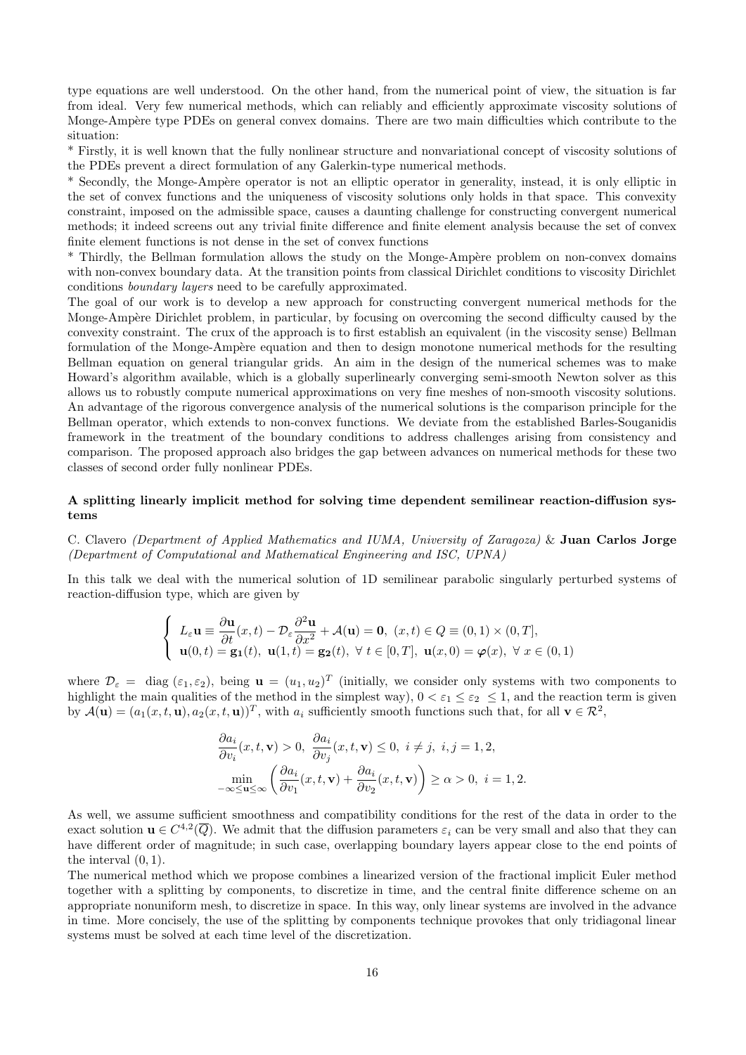type equations are well understood. On the other hand, from the numerical point of view, the situation is far from ideal. Very few numerical methods, which can reliably and efficiently approximate viscosity solutions of Monge-Ampère type PDEs on general convex domains. There are two main difficulties which contribute to the situation:

* Firstly, it is well known that the fully nonlinear structure and nonvariational concept of viscosity solutions of the PDEs prevent a direct formulation of any Galerkin-type numerical methods.

* Secondly, the Monge-Ampère operator is not an elliptic operator in generality, instead, it is only elliptic in the set of convex functions and the uniqueness of viscosity solutions only holds in that space. This convexity constraint, imposed on the admissible space, causes a daunting challenge for constructing convergent numerical methods; it indeed screens out any trivial finite difference and finite element analysis because the set of convex finite element functions is not dense in the set of convex functions

* Thirdly, the Bellman formulation allows the study on the Monge-Ampère problem on non-convex domains with non-convex boundary data. At the transition points from classical Dirichlet conditions to viscosity Dirichlet conditions *boundary layers* need to be carefully approximated.

The goal of our work is to develop a new approach for constructing convergent numerical methods for the Monge-Ampère Dirichlet problem, in particular, by focusing on overcoming the second difficulty caused by the convexity constraint. The crux of the approach is to first establish an equivalent (in the viscosity sense) Bellman formulation of the Monge-Ampère equation and then to design monotone numerical methods for the resulting Bellman equation on general triangular grids. An aim in the design of the numerical schemes was to make Howard's algorithm available, which is a globally superlinearly converging semi-smooth Newton solver as this allows us to robustly compute numerical approximations on very fine meshes of non-smooth viscosity solutions. An advantage of the rigorous convergence analysis of the numerical solutions is the comparison principle for the Bellman operator, which extends to non-convex functions. We deviate from the established Barles-Souganidis framework in the treatment of the boundary conditions to address challenges arising from consistency and comparison. The proposed approach also bridges the gap between advances on numerical methods for these two classes of second order fully nonlinear PDEs.

### A splitting linearly implicit method for solving time dependent semilinear reaction-diffusion systems

C. Clavero *(Department of Applied Mathematics and IUMA, University of Zaragoza)* & **Juan Carlos Jorge** *(Department of Computational and Mathematical Engineering and ISC, UPNA)*

In this talk we deal with the numerical solution of 1D semilinear parabolic singularly perturbed systems of reaction-diffusion type, which are given by

$$\left\{ \begin{array}{l} L_\varepsilon \mathbf{u} \equiv \dfrac{\partial \mathbf{u}}{\partial t}(x,t) - \mathcal{D}_\varepsilon \dfrac{\partial^2 \mathbf{u}}{\partial x^2} + \mathcal{A}(\mathbf{u}) = \mathbf{0},\ (x,t) \in Q \equiv (0,1)\times(0,T], \\ \mathbf{u}(0,t) = \mathbf{g_1}(t),\ \mathbf{u}(1,t) = \mathbf{g_2}(t),\ \forall\ t \in [0,T],\ \mathbf{u}(x,0) = \boldsymbol{\varphi}(x),\ \forall\ x \in (0,1) \end{array} \right.$$

where $\mathcal{D}_\varepsilon =$ diag $(\varepsilon_1, \varepsilon_2)$, being $\mathbf{u} = (u_1, u_2)^T$ (initially, we consider only systems with two components to highlight the main qualities of the method in the simplest way), $0 < \varepsilon_1 \le \varepsilon_2 \le 1$, and the reaction term is given by $\mathcal{A}(\mathbf{u}) = (a_1(x,t,\mathbf{u}), a_2(x,t,\mathbf{u}))^T$, with $a_i$ sufficiently smooth functions such that, for all $\mathbf{v} \in \mathcal{R}^2$,

$$\frac{\partial a_i}{\partial v_i}(x,t,\mathbf{v}) > 0,\ \frac{\partial a_i}{\partial v_j}(x,t,\mathbf{v}) \le 0,\ i \ne j,\ i,j = 1,2,$$
$$\min_{-\infty \le \mathbf{u} \le \infty} \left( \frac{\partial a_i}{\partial v_1}(x,t,\mathbf{v}) + \frac{\partial a_i}{\partial v_2}(x,t,\mathbf{v}) \right) \ge \alpha > 0,\ i = 1,2.$$

As well, we assume sufficient smoothness and compatibility conditions for the rest of the data in order to the exact solution $\mathbf{u} \in C^{4,2}(\overline{Q})$. We admit that the diffusion parameters $\varepsilon_i$ can be very small and also that they can have different order of magnitude; in such case, overlapping boundary layers appear close to the end points of the interval $(0,1)$.

The numerical method which we propose combines a linearized version of the fractional implicit Euler method together with a splitting by components, to discretize in time, and the central finite difference scheme on an appropriate nonuniform mesh, to discretize in space. In this way, only linear systems are involved in the advance in time. More concisely, the use of the splitting by components technique provokes that only tridiagonal linear systems must be solved at each time level of the discretization.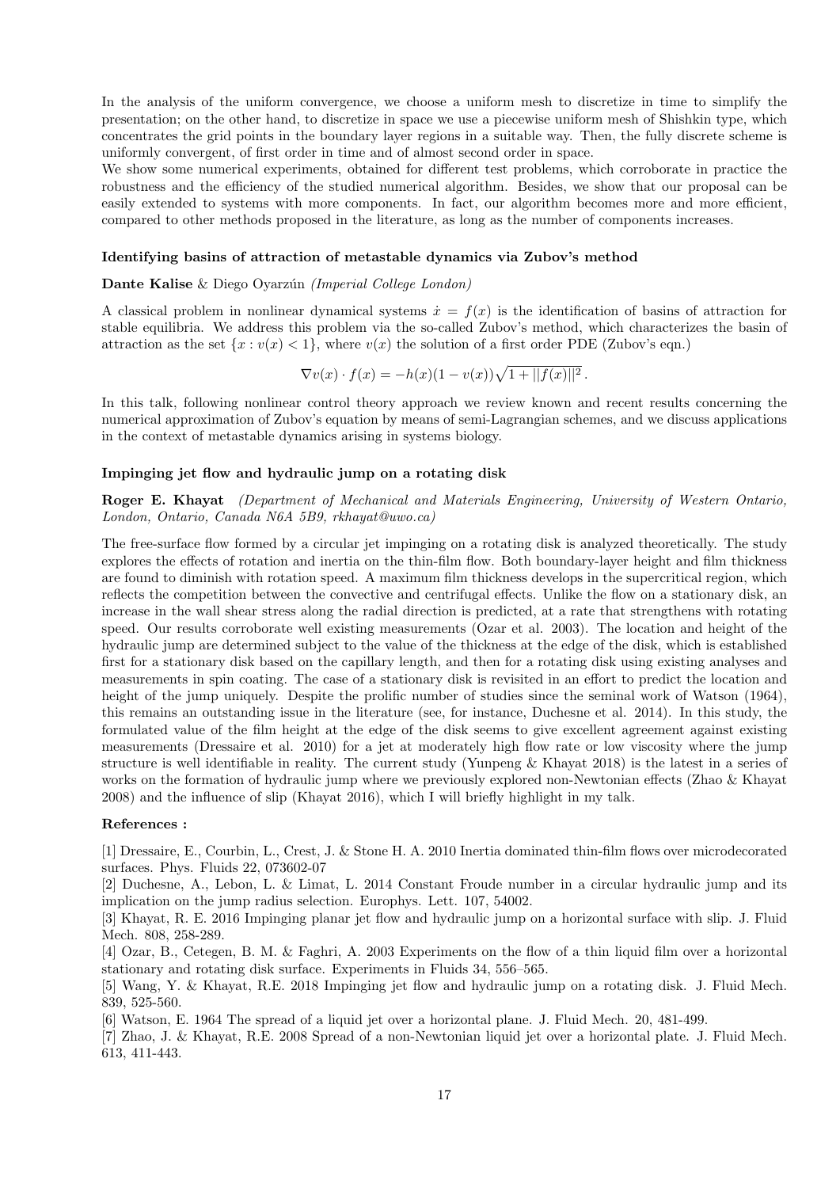In the analysis of the uniform convergence, we choose a uniform mesh to discretize in time to simplify the presentation; on the other hand, to discretize in space we use a piecewise uniform mesh of Shishkin type, which concentrates the grid points in the boundary layer regions in a suitable way. Then, the fully discrete scheme is uniformly convergent, of first order in time and of almost second order in space.

We show some numerical experiments, obtained for different test problems, which corroborate in practice the robustness and the efficiency of the studied numerical algorithm. Besides, we show that our proposal can be easily extended to systems with more components. In fact, our algorithm becomes more and more efficient, compared to other methods proposed in the literature, as long as the number of components increases.

### Identifying basins of attraction of metastable dynamics via Zubov's method

**Dante Kalise** & Diego Oyarzún *(Imperial College London)*

A classical problem in nonlinear dynamical systems $\dot{x} = f(x)$ is the identification of basins of attraction for stable equilibria. We address this problem via the so-called Zubov's method, which characterizes the basin of attraction as the set $\{x : v(x) < 1\}$, where $v(x)$ the solution of a first order PDE (Zubov's eqn.)

$$\nabla v(x) \cdot f(x) = -h(x)(1 - v(x))\sqrt{1 + ||f(x)||^2}\,.$$

In this talk, following nonlinear control theory approach we review known and recent results concerning the numerical approximation of Zubov's equation by means of semi-Lagrangian schemes, and we discuss applications in the context of metastable dynamics arising in systems biology.

### Impinging jet flow and hydraulic jump on a rotating disk

**Roger E. Khayat** *(Department of Mechanical and Materials Engineering, University of Western Ontario, London, Ontario, Canada N6A 5B9, rkhayat@uwo.ca)*

The free-surface flow formed by a circular jet impinging on a rotating disk is analyzed theoretically. The study explores the effects of rotation and inertia on the thin-film flow. Both boundary-layer height and film thickness are found to diminish with rotation speed. A maximum film thickness develops in the supercritical region, which reflects the competition between the convective and centrifugal effects. Unlike the flow on a stationary disk, an increase in the wall shear stress along the radial direction is predicted, at a rate that strengthens with rotating speed. Our results corroborate well existing measurements (Ozar et al. 2003). The location and height of the hydraulic jump are determined subject to the value of the thickness at the edge of the disk, which is established first for a stationary disk based on the capillary length, and then for a rotating disk using existing analyses and measurements in spin coating. The case of a stationary disk is revisited in an effort to predict the location and height of the jump uniquely. Despite the prolific number of studies since the seminal work of Watson (1964), this remains an outstanding issue in the literature (see, for instance, Duchesne et al. 2014). In this study, the formulated value of the film height at the edge of the disk seems to give excellent agreement against existing measurements (Dressaire et al. 2010) for a jet at moderately high flow rate or low viscosity where the jump structure is well identifiable in reality. The current study (Yunpeng & Khayat 2018) is the latest in a series of works on the formation of hydraulic jump where we previously explored non-Newtonian effects (Zhao & Khayat 2008) and the influence of slip (Khayat 2016), which I will briefly highlight in my talk.

**References :**

[1] Dressaire, E., Courbin, L., Crest, J. & Stone H. A. 2010 Inertia dominated thin-film flows over microdecorated surfaces. Phys. Fluids 22, 073602-07

[2] Duchesne, A., Lebon, L. & Limat, L. 2014 Constant Froude number in a circular hydraulic jump and its implication on the jump radius selection. Europhys. Lett. 107, 54002.

[3] Khayat, R. E. 2016 Impinging planar jet flow and hydraulic jump on a horizontal surface with slip. J. Fluid Mech. 808, 258-289.

[4] Ozar, B., Cetegen, B. M. & Faghri, A. 2003 Experiments on the flow of a thin liquid film over a horizontal stationary and rotating disk surface. Experiments in Fluids 34, 556–565.

[5] Wang, Y. & Khayat, R.E. 2018 Impinging jet flow and hydraulic jump on a rotating disk. J. Fluid Mech. 839, 525-560.

[6] Watson, E. 1964 The spread of a liquid jet over a horizontal plane. J. Fluid Mech. 20, 481-499.

[7] Zhao, J. & Khayat, R.E. 2008 Spread of a non-Newtonian liquid jet over a horizontal plate. J. Fluid Mech. 613, 411-443.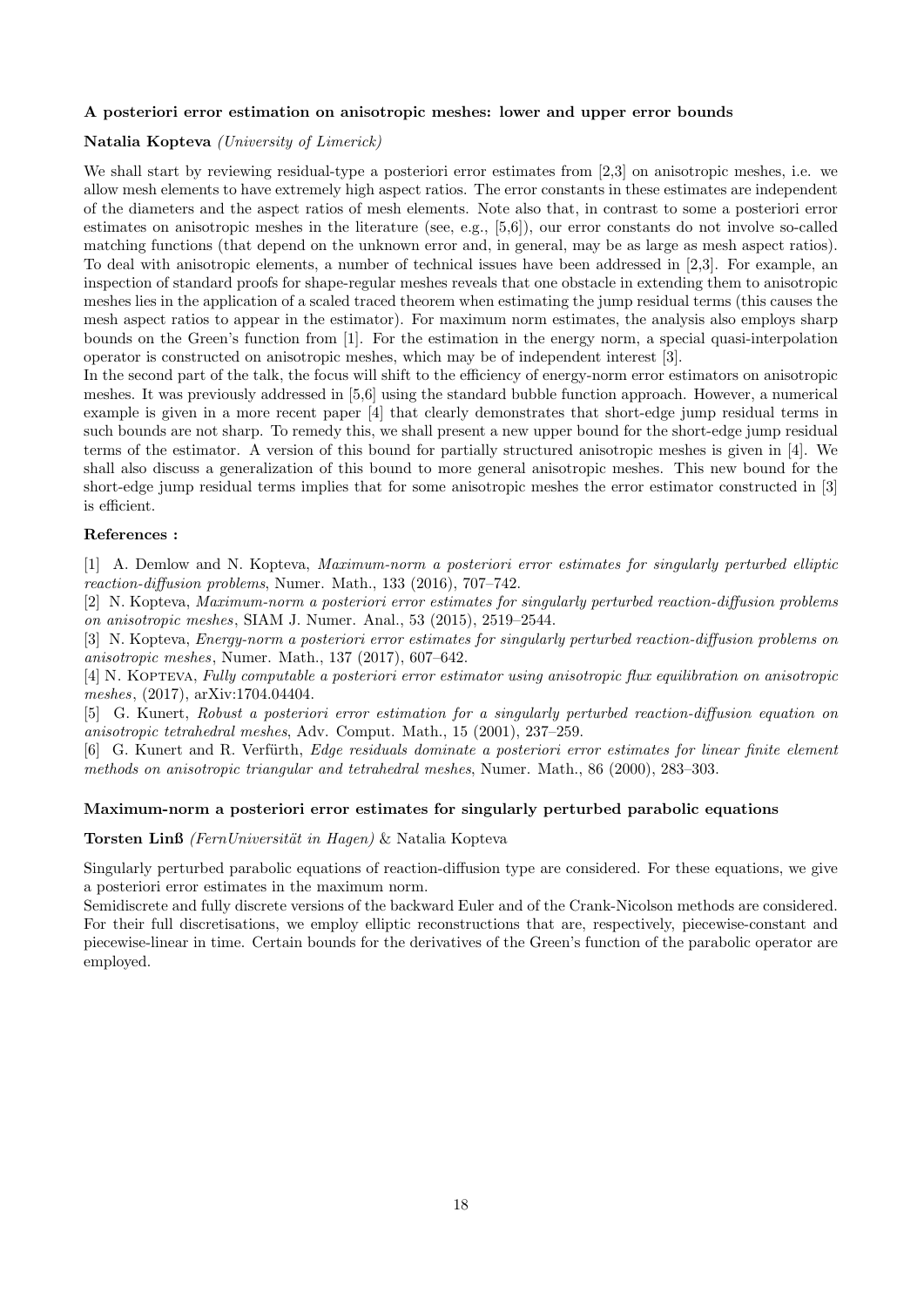### A posteriori error estimation on anisotropic meshes: lower and upper error bounds

**Natalia Kopteva** *(University of Limerick)*

We shall start by reviewing residual-type a posteriori error estimates from [2,3] on anisotropic meshes, i.e. we allow mesh elements to have extremely high aspect ratios. The error constants in these estimates are independent of the diameters and the aspect ratios of mesh elements. Note also that, in contrast to some a posteriori error estimates on anisotropic meshes in the literature (see, e.g., [5,6]), our error constants do not involve so-called matching functions (that depend on the unknown error and, in general, may be as large as mesh aspect ratios). To deal with anisotropic elements, a number of technical issues have been addressed in [2,3]. For example, an inspection of standard proofs for shape-regular meshes reveals that one obstacle in extending them to anisotropic meshes lies in the application of a scaled traced theorem when estimating the jump residual terms (this causes the mesh aspect ratios to appear in the estimator). For maximum norm estimates, the analysis also employs sharp bounds on the Green's function from [1]. For the estimation in the energy norm, a special quasi-interpolation operator is constructed on anisotropic meshes, which may be of independent interest [3].

In the second part of the talk, the focus will shift to the efficiency of energy-norm error estimators on anisotropic meshes. It was previously addressed in [5,6] using the standard bubble function approach. However, a numerical example is given in a more recent paper [4] that clearly demonstrates that short-edge jump residual terms in such bounds are not sharp. To remedy this, we shall present a new upper bound for the short-edge jump residual terms of the estimator. A version of this bound for partially structured anisotropic meshes is given in [4]. We shall also discuss a generalization of this bound to more general anisotropic meshes. This new bound for the short-edge jump residual terms implies that for some anisotropic meshes the error estimator constructed in [3] is efficient.

**References :**

[1] A. Demlow and N. Kopteva, *Maximum-norm a posteriori error estimates for singularly perturbed elliptic reaction-diffusion problems*, Numer. Math., 133 (2016), 707–742.

[2] N. Kopteva, *Maximum-norm a posteriori error estimates for singularly perturbed reaction-diffusion problems on anisotropic meshes*, SIAM J. Numer. Anal., 53 (2015), 2519–2544.

[3] N. Kopteva, *Energy-norm a posteriori error estimates for singularly perturbed reaction-diffusion problems on anisotropic meshes*, Numer. Math., 137 (2017), 607–642.

[4] N. Kopteva, *Fully computable a posteriori error estimator using anisotropic flux equilibration on anisotropic meshes*, (2017), arXiv:1704.04404.

[5] G. Kunert, *Robust a posteriori error estimation for a singularly perturbed reaction-diffusion equation on anisotropic tetrahedral meshes*, Adv. Comput. Math., 15 (2001), 237–259.

[6] G. Kunert and R. Verfürth, *Edge residuals dominate a posteriori error estimates for linear finite element methods on anisotropic triangular and tetrahedral meshes*, Numer. Math., 86 (2000), 283–303.

### Maximum-norm a posteriori error estimates for singularly perturbed parabolic equations

**Torsten Linß** *(FernUniversität in Hagen)* & Natalia Kopteva

Singularly perturbed parabolic equations of reaction-diffusion type are considered. For these equations, we give a posteriori error estimates in the maximum norm.

Semidiscrete and fully discrete versions of the backward Euler and of the Crank-Nicolson methods are considered. For their full discretisations, we employ elliptic reconstructions that are, respectively, piecewise-constant and piecewise-linear in time. Certain bounds for the derivatives of the Green's function of the parabolic operator are employed.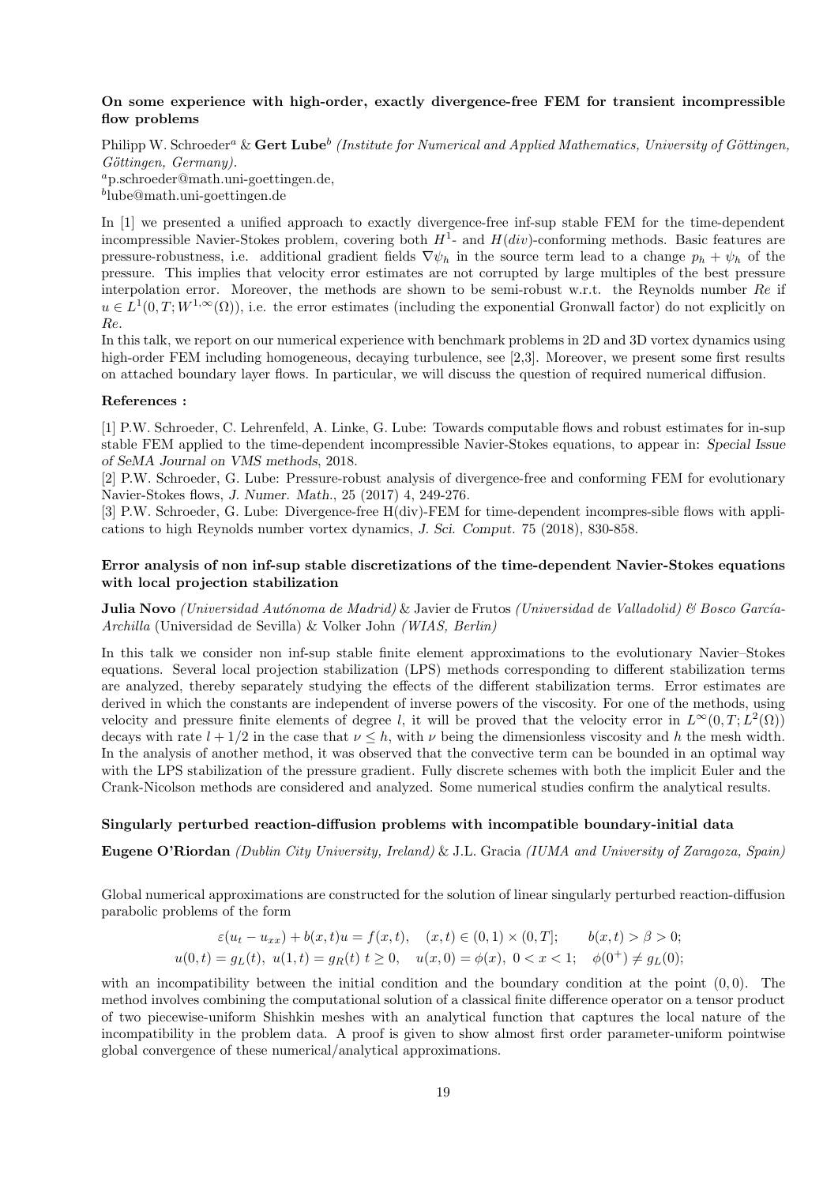### On some experience with high-order, exactly divergence-free FEM for transient incompressible flow problems

Philipp W. Schroeder[a] & **Gert Lube**[b] *(Institute for Numerical and Applied Mathematics, University of Göttingen, Göttingen, Germany).*
[a]p.schroeder@math.uni-goettingen.de,
[b]lube@math.uni-goettingen.de

In [1] we presented a unified approach to exactly divergence-free inf-sup stable FEM for the time-dependent incompressible Navier-Stokes problem, covering both $H^1$- and $H(div)$-conforming methods. Basic features are pressure-robustness, i.e. additional gradient fields $\nabla\psi_h$ in the source term lead to a change $p_h + \psi_h$ of the pressure. This implies that velocity error estimates are not corrupted by large multiples of the best pressure interpolation error. Moreover, the methods are shown to be semi-robust w.r.t. the Reynolds number $Re$ if $u \in L^1(0,T;W^{1,\infty}(\Omega))$, i.e. the error estimates (including the exponential Gronwall factor) do not explicitly on $Re$.

In this talk, we report on our numerical experience with benchmark problems in 2D and 3D vortex dynamics using high-order FEM including homogeneous, decaying turbulence, see [2,3]. Moreover, we present some first results on attached boundary layer flows. In particular, we will discuss the question of required numerical diffusion.

#### References :

[1] P.W. Schroeder, C. Lehrenfeld, A. Linke, G. Lube: Towards computable flows and robust estimates for in-sup stable FEM applied to the time-dependent incompressible Navier-Stokes equations, to appear in: *Special Issue of SeMA Journal on VMS methods*, 2018.

[2] P.W. Schroeder, G. Lube: Pressure-robust analysis of divergence-free and conforming FEM for evolutionary Navier-Stokes flows, *J. Numer. Math.*, 25 (2017) 4, 249-276.

[3] P.W. Schroeder, G. Lube: Divergence-free H(div)-FEM for time-dependent incompres-sible flows with applications to high Reynolds number vortex dynamics, *J. Sci. Comput.* 75 (2018), 830-858.

### Error analysis of non inf-sup stable discretizations of the time-dependent Navier-Stokes equations with local projection stabilization

**Julia Novo** *(Universidad Autónoma de Madrid)* & Javier de Frutos *(Universidad de Valladolid) & Bosco García-Archilla* (Universidad de Sevilla) & Volker John *(WIAS, Berlin)*

In this talk we consider non inf-sup stable finite element approximations to the evolutionary Navier–Stokes equations. Several local projection stabilization (LPS) methods corresponding to different stabilization terms are analyzed, thereby separately studying the effects of the different stabilization terms. Error estimates are derived in which the constants are independent of inverse powers of the viscosity. For one of the methods, using velocity and pressure finite elements of degree $l$, it will be proved that the velocity error in $L^\infty(0,T;L^2(\Omega))$ decays with rate $l + 1/2$ in the case that $\nu \leq h$, with $\nu$ being the dimensionless viscosity and $h$ the mesh width. In the analysis of another method, it was observed that the convective term can be bounded in an optimal way with the LPS stabilization of the pressure gradient. Fully discrete schemes with both the implicit Euler and the Crank-Nicolson methods are considered and analyzed. Some numerical studies confirm the analytical results.

### Singularly perturbed reaction-diffusion problems with incompatible boundary-initial data

**Eugene O'Riordan** *(Dublin City University, Ireland)* & J.L. Gracia *(IUMA and University of Zaragoza, Spain)*

Global numerical approximations are constructed for the solution of linear singularly perturbed reaction-diffusion parabolic problems of the form

$$\varepsilon(u_t - u_{xx}) + b(x,t)u = f(x,t), \quad (x,t) \in (0,1) \times (0,T]; \qquad b(x,t) > \beta > 0;$$
$$u(0,t) = g_L(t),\ u(1,t) = g_R(t)\ t \geq 0, \quad u(x,0) = \phi(x),\ 0 < x < 1; \quad \phi(0^+) \neq g_L(0);$$

with an incompatibility between the initial condition and the boundary condition at the point $(0,0)$. The method involves combining the computational solution of a classical finite difference operator on a tensor product of two piecewise-uniform Shishkin meshes with an analytical function that captures the local nature of the incompatibility in the problem data. A proof is given to show almost first order parameter-uniform pointwise global convergence of these numerical/analytical approximations.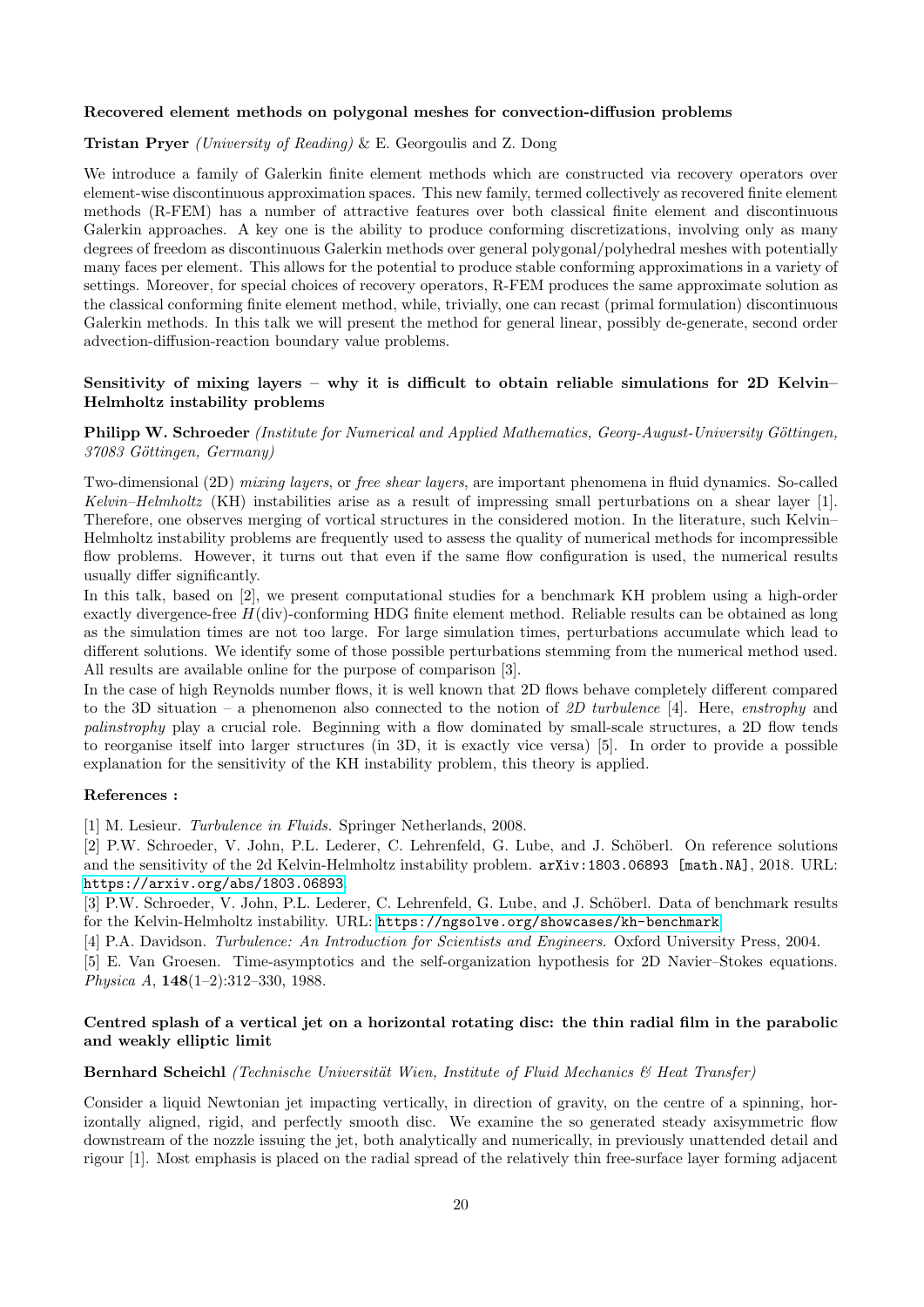### Recovered element methods on polygonal meshes for convection-diffusion problems

**Tristan Pryer** *(University of Reading)* & E. Georgoulis and Z. Dong

We introduce a family of Galerkin finite element methods which are constructed via recovery operators over element-wise discontinuous approximation spaces. This new family, termed collectively as recovered finite element methods (R-FEM) has a number of attractive features over both classical finite element and discontinuous Galerkin approaches. A key one is the ability to produce conforming discretizations, involving only as many degrees of freedom as discontinuous Galerkin methods over general polygonal/polyhedral meshes with potentially many faces per element. This allows for the potential to produce stable conforming approximations in a variety of settings. Moreover, for special choices of recovery operators, R-FEM produces the same approximate solution as the classical conforming finite element method, while, trivially, one can recast (primal formulation) discontinuous Galerkin methods. In this talk we will present the method for general linear, possibly de-generate, second order advection-diffusion-reaction boundary value problems.

### Sensitivity of mixing layers – why it is difficult to obtain reliable simulations for 2D Kelvin–Helmholtz instability problems

**Philipp W. Schroeder** *(Institute for Numerical and Applied Mathematics, Georg-August-University Göttingen, 37083 Göttingen, Germany)*

Two-dimensional (2D) *mixing layers*, or *free shear layers*, are important phenomena in fluid dynamics. So-called *Kelvin–Helmholtz* (KH) instabilities arise as a result of impressing small perturbations on a shear layer [1]. Therefore, one observes merging of vortical structures in the considered motion. In the literature, such Kelvin–Helmholtz instability problems are frequently used to assess the quality of numerical methods for incompressible flow problems. However, it turns out that even if the same flow configuration is used, the numerical results usually differ significantly.

In this talk, based on [2], we present computational studies for a benchmark KH problem using a high-order exactly divergence-free $H(\mathrm{div})$-conforming HDG finite element method. Reliable results can be obtained as long as the simulation times are not too large. For large simulation times, perturbations accumulate which lead to different solutions. We identify some of those possible perturbations stemming from the numerical method used. All results are available online for the purpose of comparison [3].

In the case of high Reynolds number flows, it is well known that 2D flows behave completely different compared to the 3D situation – a phenomenon also connected to the notion of *2D turbulence* [4]. Here, *enstrophy* and *palinstrophy* play a crucial role. Beginning with a flow dominated by small-scale structures, a 2D flow tends to reorganise itself into larger structures (in 3D, it is exactly vice versa) [5]. In order to provide a possible explanation for the sensitivity of the KH instability problem, this theory is applied.

**References :**

[1] M. Lesieur. *Turbulence in Fluids.* Springer Netherlands, 2008.

[2] P.W. Schroeder, V. John, P.L. Lederer, C. Lehrenfeld, G. Lube, and J. Schöberl. On reference solutions and the sensitivity of the 2d Kelvin-Helmholtz instability problem. `arXiv:1803.06893 [math.NA]`, 2018. URL: https://arxiv.org/abs/1803.06893.

[3] P.W. Schroeder, V. John, P.L. Lederer, C. Lehrenfeld, G. Lube, and J. Schöberl. Data of benchmark results for the Kelvin-Helmholtz instability. URL: https://ngsolve.org/showcases/kh-benchmark.

[4] P.A. Davidson. *Turbulence: An Introduction for Scientists and Engineers.* Oxford University Press, 2004.

[5] E. Van Groesen. Time-asymptotics and the self-organization hypothesis for 2D Navier–Stokes equations. *Physica A*, **148**(1–2):312–330, 1988.

### Centred splash of a vertical jet on a horizontal rotating disc: the thin radial film in the parabolic and weakly elliptic limit

**Bernhard Scheichl** *(Technische Universität Wien, Institute of Fluid Mechanics & Heat Transfer)*

Consider a liquid Newtonian jet impacting vertically, in direction of gravity, on the centre of a spinning, horizontally aligned, rigid, and perfectly smooth disc. We examine the so generated steady axisymmetric flow downstream of the nozzle issuing the jet, both analytically and numerically, in previously unattended detail and rigour [1]. Most emphasis is placed on the radial spread of the relatively thin free-surface layer forming adjacent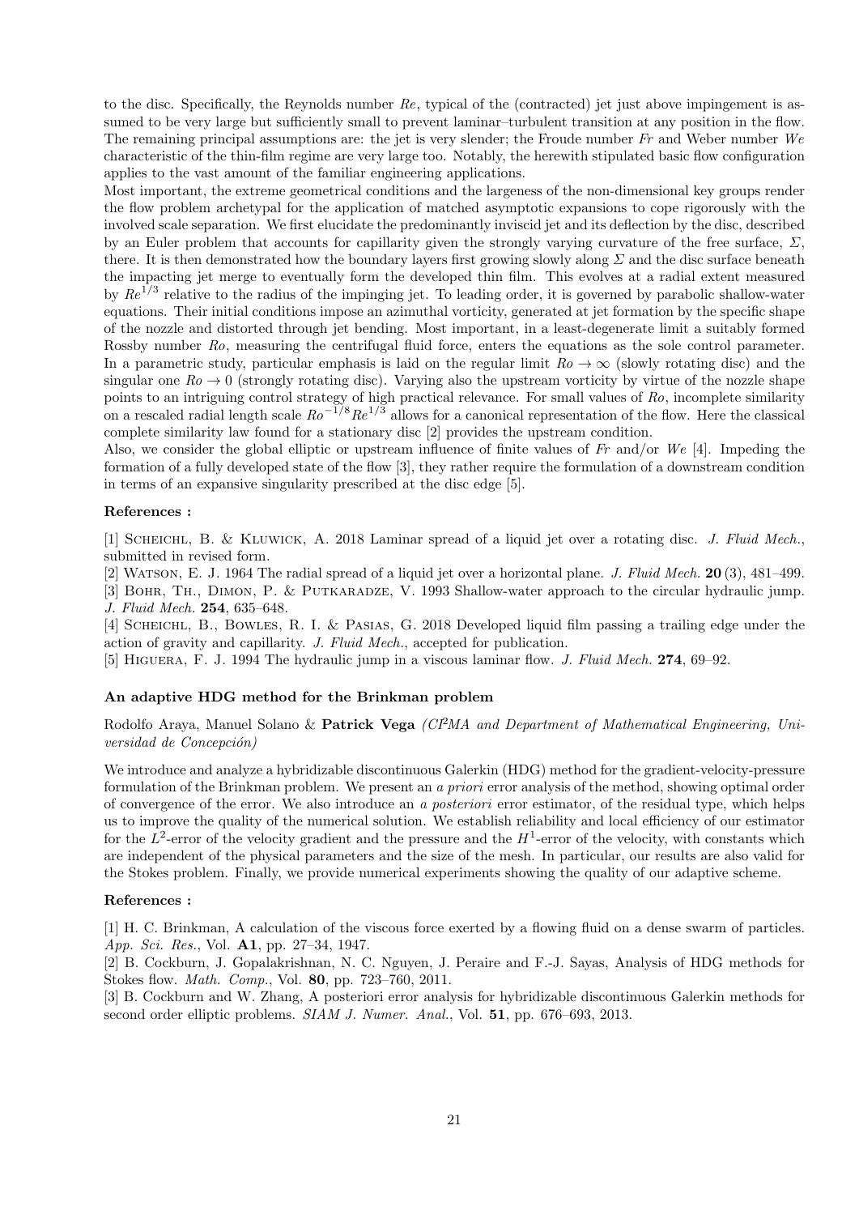to the disc. Specifically, the Reynolds number $Re$, typical of the (contracted) jet just above impingement is assumed to be very large but sufficiently small to prevent laminar–turbulent transition at any position in the flow. The remaining principal assumptions are: the jet is very slender; the Froude number $Fr$ and Weber number $We$ characteristic of the thin-film regime are very large too. Notably, the herewith stipulated basic flow configuration applies to the vast amount of the familiar engineering applications.

Most important, the extreme geometrical conditions and the largeness of the non-dimensional key groups render the flow problem archetypal for the application of matched asymptotic expansions to cope rigorously with the involved scale separation. We first elucidate the predominantly inviscid jet and its deflection by the disc, described by an Euler problem that accounts for capillarity given the strongly varying curvature of the free surface, $\Sigma$, there. It is then demonstrated how the boundary layers first growing slowly along $\Sigma$ and the disc surface beneath the impacting jet merge to eventually form the developed thin film. This evolves at a radial extent measured by $Re^{1/3}$ relative to the radius of the impinging jet. To leading order, it is governed by parabolic shallow-water equations. Their initial conditions impose an azimuthal vorticity, generated at jet formation by the specific shape of the nozzle and distorted through jet bending. Most important, in a least-degenerate limit a suitably formed Rossby number $Ro$, measuring the centrifugal fluid force, enters the equations as the sole control parameter. In a parametric study, particular emphasis is laid on the regular limit $Ro \to \infty$ (slowly rotating disc) and the singular one $Ro \to 0$ (strongly rotating disc). Varying also the upstream vorticity by virtue of the nozzle shape points to an intriguing control strategy of high practical relevance. For small values of $Ro$, incomplete similarity on a rescaled radial length scale $Ro^{-1/8}Re^{1/3}$ allows for a canonical representation of the flow. Here the classical complete similarity law found for a stationary disc [2] provides the upstream condition.

Also, we consider the global elliptic or upstream influence of finite values of $Fr$ and/or $We$ [4]. Impeding the formation of a fully developed state of the flow [3], they rather require the formulation of a downstream condition in terms of an expansive singularity prescribed at the disc edge [5].

**References :**

[1] Scheichl, B. & Kluwick, A. 2018 Laminar spread of a liquid jet over a rotating disc. *J. Fluid Mech.*, submitted in revised form.

[2] Watson, E. J. 1964 The radial spread of a liquid jet over a horizontal plane. *J. Fluid Mech.* **20** (3), 481–499.

[3] Bohr, Th., Dimon, P. & Putkaradze, V. 1993 Shallow-water approach to the circular hydraulic jump. *J. Fluid Mech.* **254**, 635–648.

[4] Scheichl, B., Bowles, R. I. & Pasias, G. 2018 Developed liquid film passing a trailing edge under the action of gravity and capillarity. *J. Fluid Mech.*, accepted for publication.

[5] Higuera, F. J. 1994 The hydraulic jump in a viscous laminar flow. *J. Fluid Mech.* **274**, 69–92.

### An adaptive HDG method for the Brinkman problem

Rodolfo Araya, Manuel Solano & **Patrick Vega** *(CI²MA and Department of Mathematical Engineering, Universidad de Concepción)*

We introduce and analyze a hybridizable discontinuous Galerkin (HDG) method for the gradient-velocity-pressure formulation of the Brinkman problem. We present an *a priori* error analysis of the method, showing optimal order of convergence of the error. We also introduce an *a posteriori* error estimator, of the residual type, which helps us to improve the quality of the numerical solution. We establish reliability and local efficiency of our estimator for the $L^2$-error of the velocity gradient and the pressure and the $H^1$-error of the velocity, with constants which are independent of the physical parameters and the size of the mesh. In particular, our results are also valid for the Stokes problem. Finally, we provide numerical experiments showing the quality of our adaptive scheme.

**References :**

[1] H. C. Brinkman, A calculation of the viscous force exerted by a flowing fluid on a dense swarm of particles. *App. Sci. Res.*, Vol. **A1**, pp. 27–34, 1947.

[2] B. Cockburn, J. Gopalakrishnan, N. C. Nguyen, J. Peraire and F.-J. Sayas, Analysis of HDG methods for Stokes flow. *Math. Comp.*, Vol. **80**, pp. 723–760, 2011.

[3] B. Cockburn and W. Zhang, A posteriori error analysis for hybridizable discontinuous Galerkin methods for second order elliptic problems. *SIAM J. Numer. Anal.*, Vol. **51**, pp. 676–693, 2013.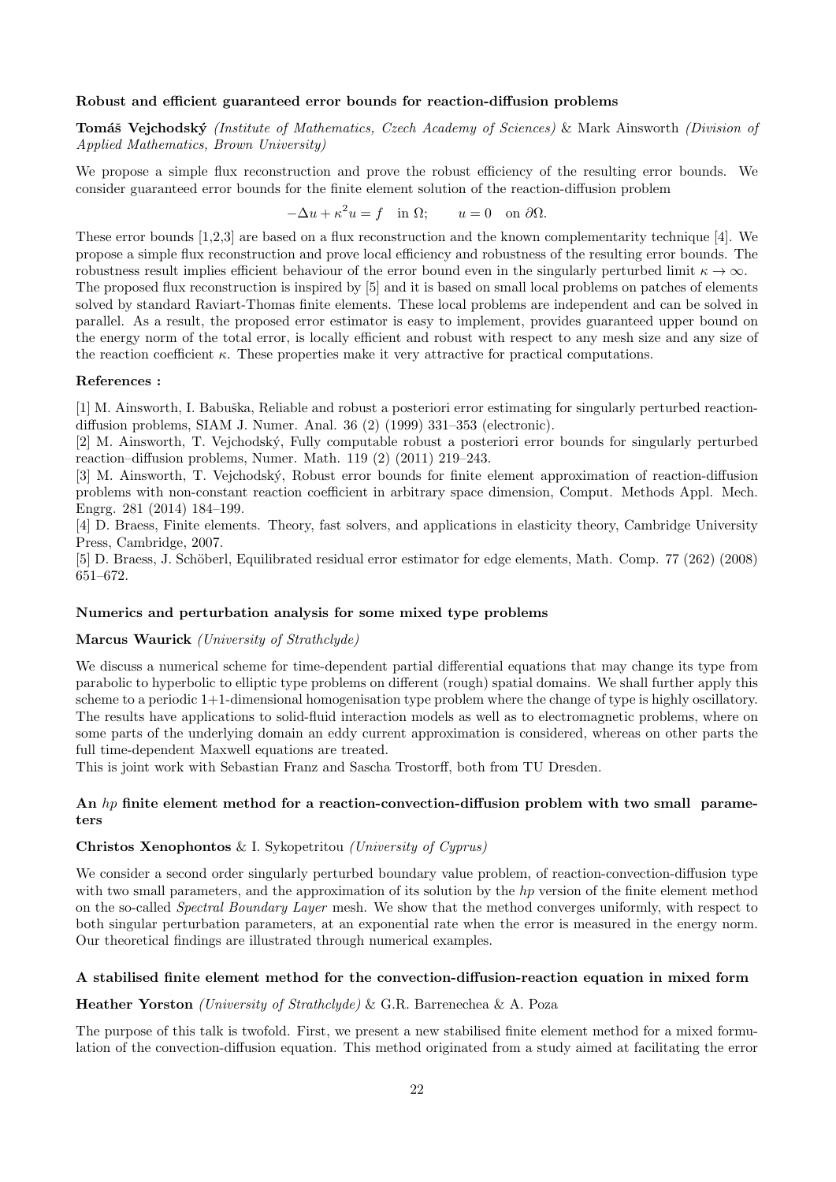### Robust and efficient guaranteed error bounds for reaction-diffusion problems

**Tomáš Vejchodský** *(Institute of Mathematics, Czech Academy of Sciences)* & Mark Ainsworth *(Division of Applied Mathematics, Brown University)*

We propose a simple flux reconstruction and prove the robust efficiency of the resulting error bounds. We consider guaranteed error bounds for the finite element solution of the reaction-diffusion problem

$$-\Delta u + \kappa^2 u = f \quad \text{in } \Omega; \qquad u = 0 \quad \text{on } \partial\Omega.$$

These error bounds [1,2,3] are based on a flux reconstruction and the known complementarity technique [4]. We propose a simple flux reconstruction and prove local efficiency and robustness of the resulting error bounds. The robustness result implies efficient behaviour of the error bound even in the singularly perturbed limit $\kappa \to \infty$. The proposed flux reconstruction is inspired by [5] and it is based on small local problems on patches of elements solved by standard Raviart-Thomas finite elements. These local problems are independent and can be solved in parallel. As a result, the proposed error estimator is easy to implement, provides guaranteed upper bound on the energy norm of the total error, is locally efficient and robust with respect to any mesh size and any size of the reaction coefficient $\kappa$. These properties make it very attractive for practical computations.

**References :**

[1] M. Ainsworth, I. Babuška, Reliable and robust a posteriori error estimating for singularly perturbed reaction-diffusion problems, SIAM J. Numer. Anal. 36 (2) (1999) 331–353 (electronic).

[2] M. Ainsworth, T. Vejchodský, Fully computable robust a posteriori error bounds for singularly perturbed reaction–diffusion problems, Numer. Math. 119 (2) (2011) 219–243.

[3] M. Ainsworth, T. Vejchodský, Robust error bounds for finite element approximation of reaction-diffusion problems with non-constant reaction coefficient in arbitrary space dimension, Comput. Methods Appl. Mech. Engrg. 281 (2014) 184–199.

[4] D. Braess, Finite elements. Theory, fast solvers, and applications in elasticity theory, Cambridge University Press, Cambridge, 2007.

[5] D. Braess, J. Schöberl, Equilibrated residual error estimator for edge elements, Math. Comp. 77 (262) (2008) 651–672.

### Numerics and perturbation analysis for some mixed type problems

**Marcus Waurick** *(University of Strathclyde)*

We discuss a numerical scheme for time-dependent partial differential equations that may change its type from parabolic to hyperbolic to elliptic type problems on different (rough) spatial domains. We shall further apply this scheme to a periodic 1+1-dimensional homogenisation type problem where the change of type is highly oscillatory. The results have applications to solid-fluid interaction models as well as to electromagnetic problems, where on some parts of the underlying domain an eddy current approximation is considered, whereas on other parts the full time-dependent Maxwell equations are treated.

This is joint work with Sebastian Franz and Sascha Trostorff, both from TU Dresden.

### An *hp* finite element method for a reaction-convection-diffusion problem with two small parameters

**Christos Xenophontos** & I. Sykopetritou *(University of Cyprus)*

We consider a second order singularly perturbed boundary value problem, of reaction-convection-diffusion type with two small parameters, and the approximation of its solution by the *hp* version of the finite element method on the so-called *Spectral Boundary Layer* mesh. We show that the method converges uniformly, with respect to both singular perturbation parameters, at an exponential rate when the error is measured in the energy norm. Our theoretical findings are illustrated through numerical examples.

### A stabilised finite element method for the convection-diffusion-reaction equation in mixed form

**Heather Yorston** *(University of Strathclyde)* & G.R. Barrenechea & A. Poza

The purpose of this talk is twofold. First, we present a new stabilised finite element method for a mixed formulation of the convection-diffusion equation. This method originated from a study aimed at facilitating the error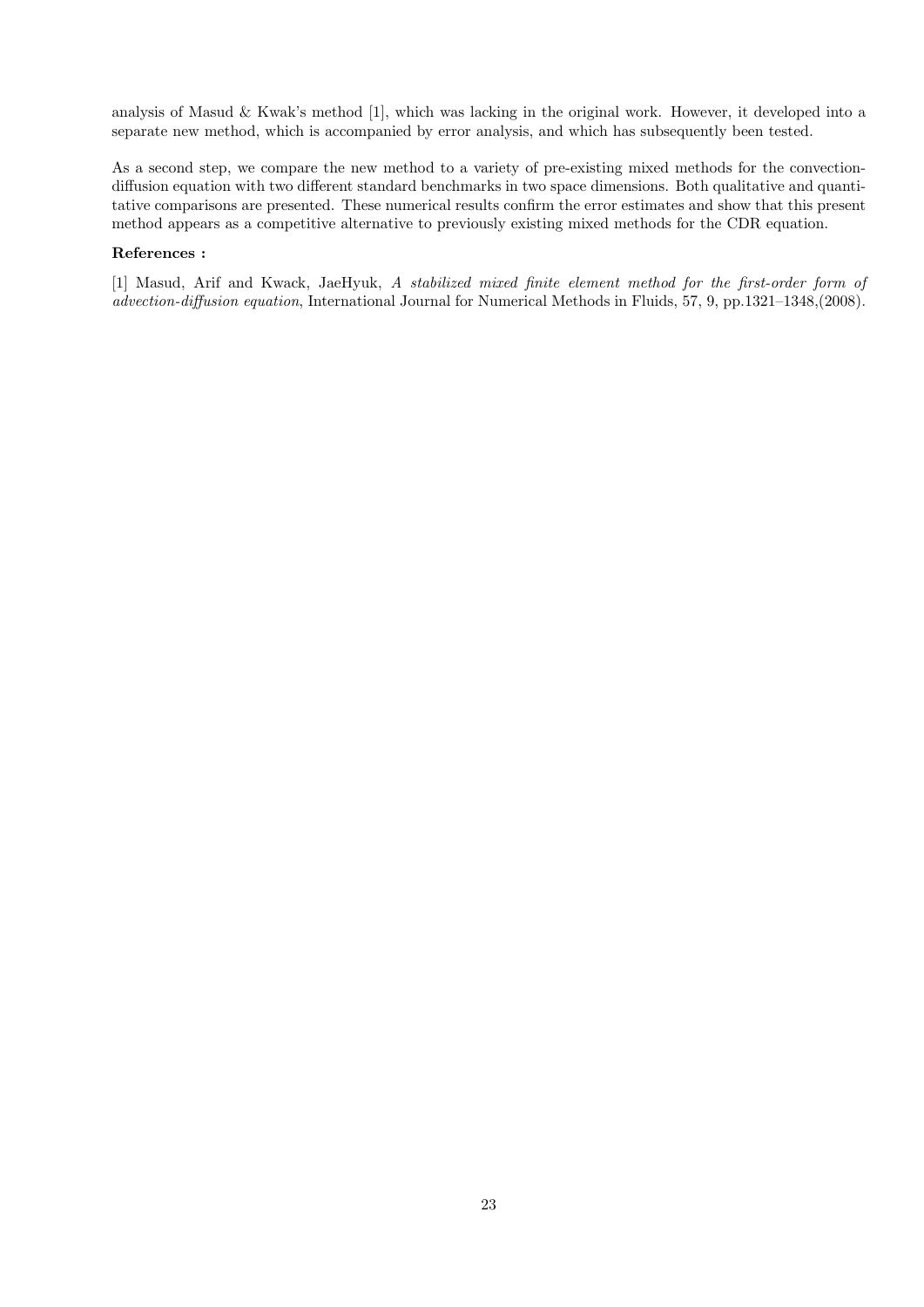analysis of Masud & Kwak's method [1], which was lacking in the original work. However, it developed into a separate new method, which is accompanied by error analysis, and which has subsequently been tested.

As a second step, we compare the new method to a variety of pre-existing mixed methods for the convection-diffusion equation with two different standard benchmarks in two space dimensions. Both qualitative and quantitative comparisons are presented. These numerical results confirm the error estimates and show that this present method appears as a competitive alternative to previously existing mixed methods for the CDR equation.

**References :**

[1] Masud, Arif and Kwack, JaeHyuk, *A stabilized mixed finite element method for the first-order form of advection-diffusion equation*, International Journal for Numerical Methods in Fluids, 57, 9, pp.1321–1348,(2008).